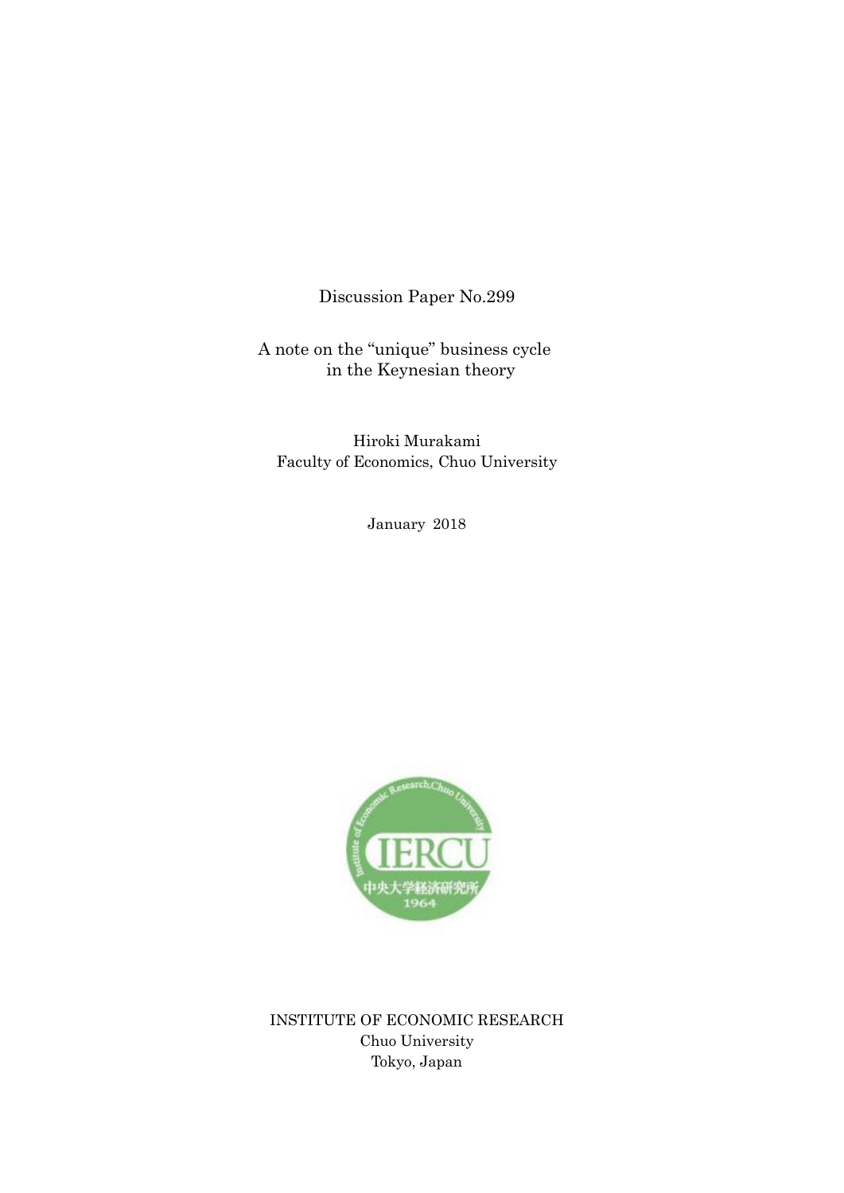Discussion Paper No.299

# A note on the “unique” business cycle in the Keynesian theory

Hiroki Murakami
Faculty of Economics, Chuo University

January 2018

INSTITUTE OF ECONOMIC RESEARCH
Chuo University
Tokyo, Japan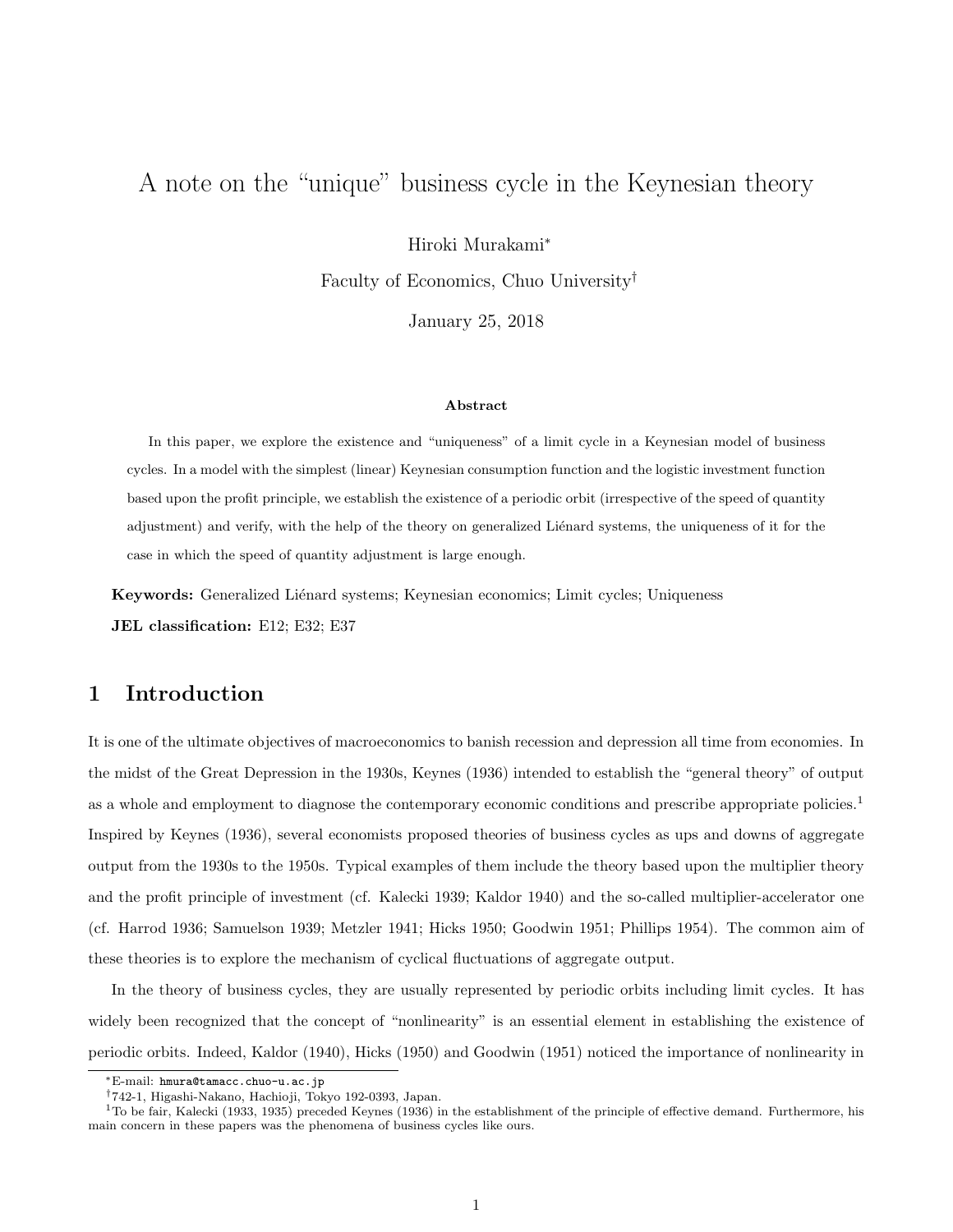# A note on the "unique" business cycle in the Keynesian theory

Hiroki Murakami[*]

Faculty of Economics, Chuo University[†]

January 25, 2018

#### Abstract

In this paper, we explore the existence and "uniqueness" of a limit cycle in a Keynesian model of business cycles. In a model with the simplest (linear) Keynesian consumption function and the logistic investment function based upon the profit principle, we establish the existence of a periodic orbit (irrespective of the speed of quantity adjustment) and verify, with the help of the theory on generalized Liénard systems, the uniqueness of it for the case in which the speed of quantity adjustment is large enough.

**Keywords:** Generalized Liénard systems; Keynesian economics; Limit cycles; Uniqueness

**JEL classification:** E12; E32; E37

## 1 Introduction

It is one of the ultimate objectives of macroeconomics to banish recession and depression all time from economies. In the midst of the Great Depression in the 1930s, Keynes (1936) intended to establish the "general theory" of output as a whole and employment to diagnose the contemporary economic conditions and prescribe appropriate policies.[1] Inspired by Keynes (1936), several economists proposed theories of business cycles as ups and downs of aggregate output from the 1930s to the 1950s. Typical examples of them include the theory based upon the multiplier theory and the profit principle of investment (cf. Kalecki 1939; Kaldor 1940) and the so-called multiplier-accelerator one (cf. Harrod 1936; Samuelson 1939; Metzler 1941; Hicks 1950; Goodwin 1951; Phillips 1954). The common aim of these theories is to explore the mechanism of cyclical fluctuations of aggregate output.

In the theory of business cycles, they are usually represented by periodic orbits including limit cycles. It has widely been recognized that the concept of "nonlinearity" is an essential element in establishing the existence of periodic orbits. Indeed, Kaldor (1940), Hicks (1950) and Goodwin (1951) noticed the importance of nonlinearity in

---

[*] E-mail: hmura@tamacc.chuo-u.ac.jp

[†] 742-1, Higashi-Nakano, Hachioji, Tokyo 192-0393, Japan.

[1] To be fair, Kalecki (1933, 1935) preceded Keynes (1936) in the establishment of the principle of effective demand. Furthermore, his main concern in these papers was the phenomena of business cycles like ours.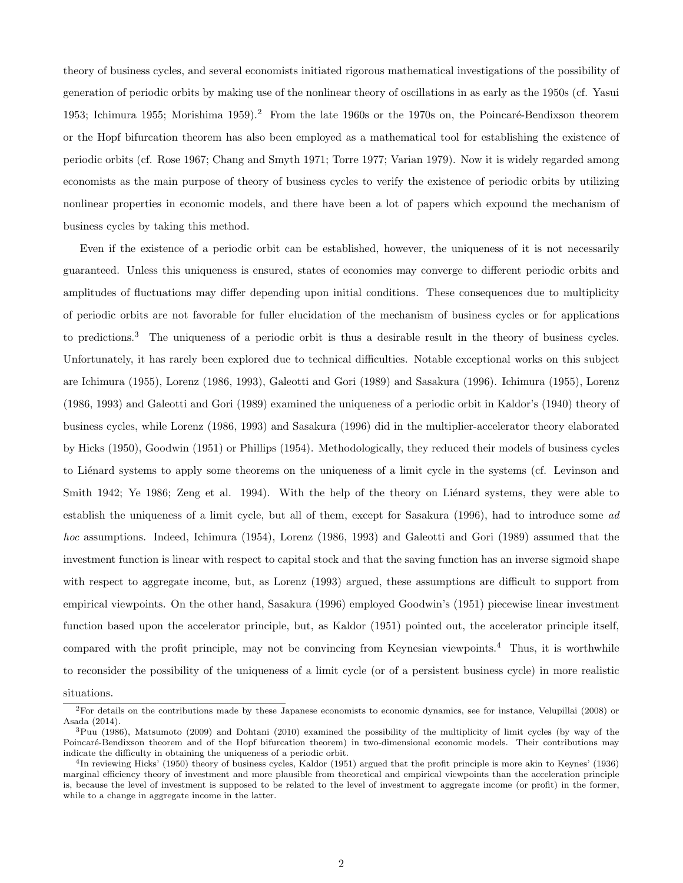theory of business cycles, and several economists initiated rigorous mathematical investigations of the possibility of generation of periodic orbits by making use of the nonlinear theory of oscillations in as early as the 1950s (cf. Yasui 1953; Ichimura 1955; Morishima 1959).[2] From the late 1960s or the 1970s on, the Poincaré-Bendixson theorem or the Hopf bifurcation theorem has also been employed as a mathematical tool for establishing the existence of periodic orbits (cf. Rose 1967; Chang and Smyth 1971; Torre 1977; Varian 1979). Now it is widely regarded among economists as the main purpose of theory of business cycles to verify the existence of periodic orbits by utilizing nonlinear properties in economic models, and there have been a lot of papers which expound the mechanism of business cycles by taking this method.

Even if the existence of a periodic orbit can be established, however, the uniqueness of it is not necessarily guaranteed. Unless this uniqueness is ensured, states of economies may converge to different periodic orbits and amplitudes of fluctuations may differ depending upon initial conditions. These consequences due to multiplicity of periodic orbits are not favorable for fuller elucidation of the mechanism of business cycles or for applications to predictions.[3] The uniqueness of a periodic orbit is thus a desirable result in the theory of business cycles. Unfortunately, it has rarely been explored due to technical difficulties. Notable exceptional works on this subject are Ichimura (1955), Lorenz (1986, 1993), Galeotti and Gori (1989) and Sasakura (1996). Ichimura (1955), Lorenz (1986, 1993) and Galeotti and Gori (1989) examined the uniqueness of a periodic orbit in Kaldor's (1940) theory of business cycles, while Lorenz (1986, 1993) and Sasakura (1996) did in the multiplier-accelerator theory elaborated by Hicks (1950), Goodwin (1951) or Phillips (1954). Methodologically, they reduced their models of business cycles to Liénard systems to apply some theorems on the uniqueness of a limit cycle in the systems (cf. Levinson and Smith 1942; Ye 1986; Zeng et al. 1994). With the help of the theory on Liénard systems, they were able to establish the uniqueness of a limit cycle, but all of them, except for Sasakura (1996), had to introduce some *ad hoc* assumptions. Indeed, Ichimura (1954), Lorenz (1986, 1993) and Galeotti and Gori (1989) assumed that the investment function is linear with respect to capital stock and that the saving function has an inverse sigmoid shape with respect to aggregate income, but, as Lorenz (1993) argued, these assumptions are difficult to support from empirical viewpoints. On the other hand, Sasakura (1996) employed Goodwin's (1951) piecewise linear investment function based upon the accelerator principle, but, as Kaldor (1951) pointed out, the accelerator principle itself, compared with the profit principle, may not be convincing from Keynesian viewpoints.[4] Thus, it is worthwhile to reconsider the possibility of the uniqueness of a limit cycle (or of a persistent business cycle) in more realistic situations.

[2] For details on the contributions made by these Japanese economists to economic dynamics, see for instance, Velupillai (2008) or Asada (2014).

[3] Puu (1986), Matsumoto (2009) and Dohtani (2010) examined the possibility of the multiplicity of limit cycles (by way of the Poincaré-Bendixson theorem and of the Hopf bifurcation theorem) in two-dimensional economic models. Their contributions may indicate the difficulty in obtaining the uniqueness of a periodic orbit.

[4] In reviewing Hicks' (1950) theory of business cycles, Kaldor (1951) argued that the profit principle is more akin to Keynes' (1936) marginal efficiency theory of investment and more plausible from theoretical and empirical viewpoints than the acceleration principle is, because the level of investment is supposed to be related to the level of investment to aggregate income (or profit) in the former, while to a change in aggregate income in the latter.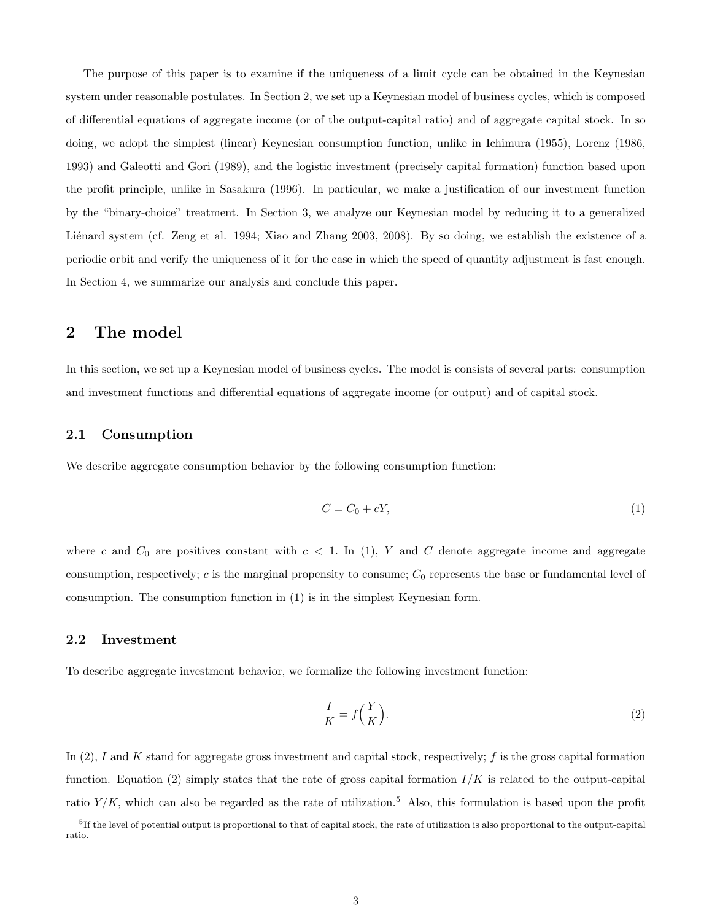The purpose of this paper is to examine if the uniqueness of a limit cycle can be obtained in the Keynesian system under reasonable postulates. In Section 2, we set up a Keynesian model of business cycles, which is composed of differential equations of aggregate income (or of the output-capital ratio) and of aggregate capital stock. In so doing, we adopt the simplest (linear) Keynesian consumption function, unlike in Ichimura (1955), Lorenz (1986, 1993) and Galeotti and Gori (1989), and the logistic investment (precisely capital formation) function based upon the profit principle, unlike in Sasakura (1996). In particular, we make a justification of our investment function by the "binary-choice" treatment. In Section 3, we analyze our Keynesian model by reducing it to a generalized Liénard system (cf. Zeng et al. 1994; Xiao and Zhang 2003, 2008). By so doing, we establish the existence of a periodic orbit and verify the uniqueness of it for the case in which the speed of quantity adjustment is fast enough. In Section 4, we summarize our analysis and conclude this paper.

## 2 The model

In this section, we set up a Keynesian model of business cycles. The model is consists of several parts: consumption and investment functions and differential equations of aggregate income (or output) and of capital stock.

### 2.1 Consumption

We describe aggregate consumption behavior by the following consumption function:

$$C = C_0 + cY, \tag{1}$$

where $c$ and $C_0$ are positives constant with $c < 1$. In (1), $Y$ and $C$ denote aggregate income and aggregate consumption, respectively; $c$ is the marginal propensity to consume; $C_0$ represents the base or fundamental level of consumption. The consumption function in (1) is in the simplest Keynesian form.

### 2.2 Investment

To describe aggregate investment behavior, we formalize the following investment function:

$$\frac{I}{K} = f\Big(\frac{Y}{K}\Big). \tag{2}$$

In (2), $I$ and $K$ stand for aggregate gross investment and capital stock, respectively; $f$ is the gross capital formation function. Equation (2) simply states that the rate of gross capital formation $I/K$ is related to the output-capital ratio $Y/K$, which can also be regarded as the rate of utilization.[5] Also, this formulation is based upon the profit

[5] If the level of potential output is proportional to that of capital stock, the rate of utilization is also proportional to the output-capital ratio.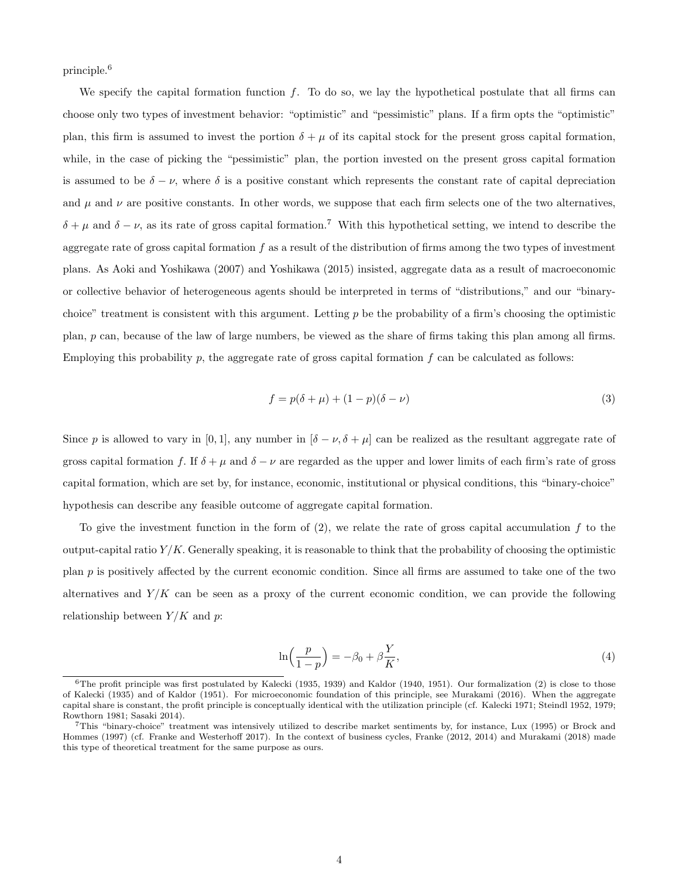principle.[6]

We specify the capital formation function $f$. To do so, we lay the hypothetical postulate that all firms can choose only two types of investment behavior: "optimistic" and "pessimistic" plans. If a firm opts the "optimistic" plan, this firm is assumed to invest the portion $\delta + \mu$ of its capital stock for the present gross capital formation, while, in the case of picking the "pessimistic" plan, the portion invested on the present gross capital formation is assumed to be $\delta - \nu$, where $\delta$ is a positive constant which represents the constant rate of capital depreciation and $\mu$ and $\nu$ are positive constants. In other words, we suppose that each firm selects one of the two alternatives, $\delta + \mu$ and $\delta - \nu$, as its rate of gross capital formation.[7] With this hypothetical setting, we intend to describe the aggregate rate of gross capital formation $f$ as a result of the distribution of firms among the two types of investment plans. As Aoki and Yoshikawa (2007) and Yoshikawa (2015) insisted, aggregate data as a result of macroeconomic or collective behavior of heterogeneous agents should be interpreted in terms of "distributions," and our "binary-choice" treatment is consistent with this argument. Letting $p$ be the probability of a firm's choosing the optimistic plan, $p$ can, because of the law of large numbers, be viewed as the share of firms taking this plan among all firms. Employing this probability $p$, the aggregate rate of gross capital formation $f$ can be calculated as follows:

$$f = p(\delta + \mu) + (1 - p)(\delta - \nu) \tag{3}$$

Since $p$ is allowed to vary in $[0, 1]$, any number in $[\delta - \nu, \delta + \mu]$ can be realized as the resultant aggregate rate of gross capital formation $f$. If $\delta + \mu$ and $\delta - \nu$ are regarded as the upper and lower limits of each firm's rate of gross capital formation, which are set by, for instance, economic, institutional or physical conditions, this "binary-choice" hypothesis can describe any feasible outcome of aggregate capital formation.

To give the investment function in the form of (2), we relate the rate of gross capital accumulation $f$ to the output-capital ratio $Y/K$. Generally speaking, it is reasonable to think that the probability of choosing the optimistic plan $p$ is positively affected by the current economic condition. Since all firms are assumed to take one of the two alternatives and $Y/K$ can be seen as a proxy of the current economic condition, we can provide the following relationship between $Y/K$ and $p$:

$$\ln\Big(\frac{p}{1-p}\Big) = -\beta_0 + \beta\frac{Y}{K}, \tag{4}$$

[6] The profit principle was first postulated by Kalecki (1935, 1939) and Kaldor (1940, 1951). Our formalization (2) is close to those of Kalecki (1935) and of Kaldor (1951). For microeconomic foundation of this principle, see Murakami (2016). When the aggregate capital share is constant, the profit principle is conceptually identical with the utilization principle (cf. Kalecki 1971; Steindl 1952, 1979; Rowthorn 1981; Sasaki 2014).

[7] This "binary-choice" treatment was intensively utilized to describe market sentiments by, for instance, Lux (1995) or Brock and Hommes (1997) (cf. Franke and Westerhoff 2017). In the context of business cycles, Franke (2012, 2014) and Murakami (2018) made this type of theoretical treatment for the same purpose as ours.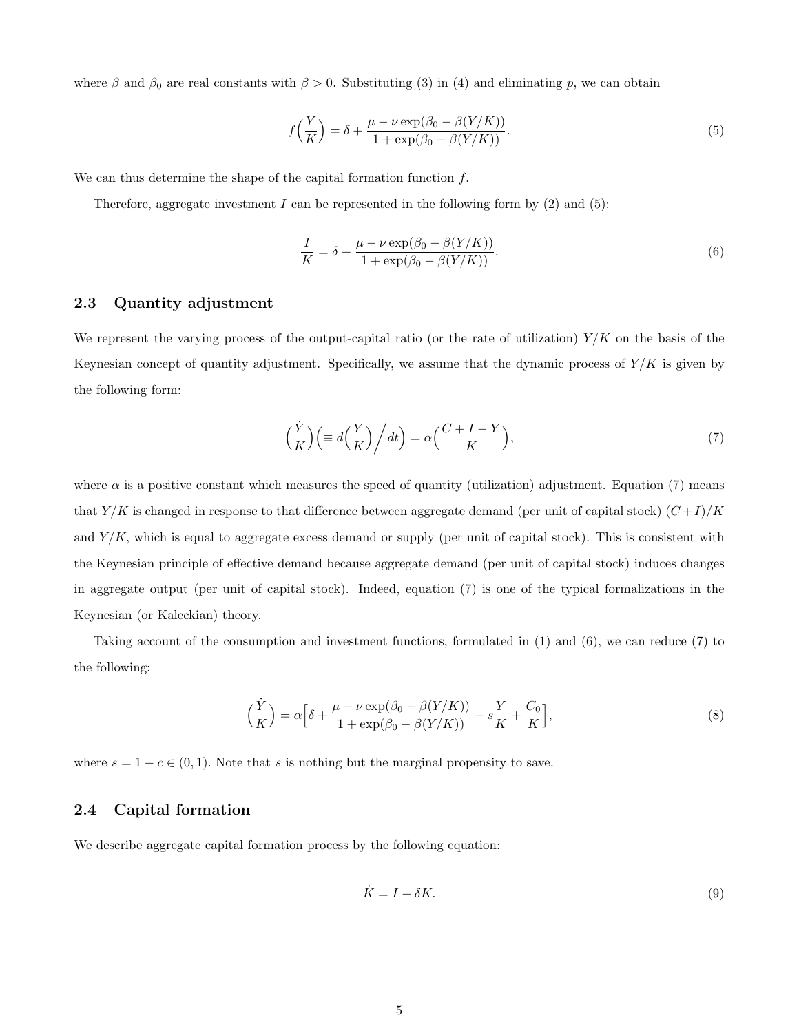where $\beta$ and $\beta_0$ are real constants with $\beta > 0$. Substituting (3) in (4) and eliminating $p$, we can obtain

$$f\Big(\frac{Y}{K}\Big) = \delta + \frac{\mu - \nu \exp(\beta_0 - \beta(Y/K))}{1 + \exp(\beta_0 - \beta(Y/K))}. \tag{5}$$

We can thus determine the shape of the capital formation function $f$.

Therefore, aggregate investment $I$ can be represented in the following form by (2) and (5):

$$\frac{I}{K} = \delta + \frac{\mu - \nu \exp(\beta_0 - \beta(Y/K))}{1 + \exp(\beta_0 - \beta(Y/K))}. \tag{6}$$

### 2.3 Quantity adjustment

We represent the varying process of the output-capital ratio (or the rate of utilization) $Y/K$ on the basis of the Keynesian concept of quantity adjustment. Specifically, we assume that the dynamic process of $Y/K$ is given by the following form:

$$\Big(\frac{\dot{Y}}{K}\Big)\Big(\equiv d\Big(\frac{Y}{K}\Big)\Big/dt\Big) = \alpha\Big(\frac{C + I - Y}{K}\Big), \tag{7}$$

where $\alpha$ is a positive constant which measures the speed of quantity (utilization) adjustment. Equation (7) means that $Y/K$ is changed in response to that difference between aggregate demand (per unit of capital stock) $(C+I)/K$ and $Y/K$, which is equal to aggregate excess demand or supply (per unit of capital stock). This is consistent with the Keynesian principle of effective demand because aggregate demand (per unit of capital stock) induces changes in aggregate output (per unit of capital stock). Indeed, equation (7) is one of the typical formalizations in the Keynesian (or Kaleckian) theory.

Taking account of the consumption and investment functions, formulated in (1) and (6), we can reduce (7) to the following:

$$\Big(\frac{\dot{Y}}{K}\Big) = \alpha\Big[\delta + \frac{\mu - \nu \exp(\beta_0 - \beta(Y/K))}{1 + \exp(\beta_0 - \beta(Y/K))} - s\frac{Y}{K} + \frac{C_0}{K}\Big], \tag{8}$$

where $s = 1 - c \in (0, 1)$. Note that $s$ is nothing but the marginal propensity to save.

### 2.4 Capital formation

We describe aggregate capital formation process by the following equation:

$$\dot{K} = I - \delta K. \tag{9}$$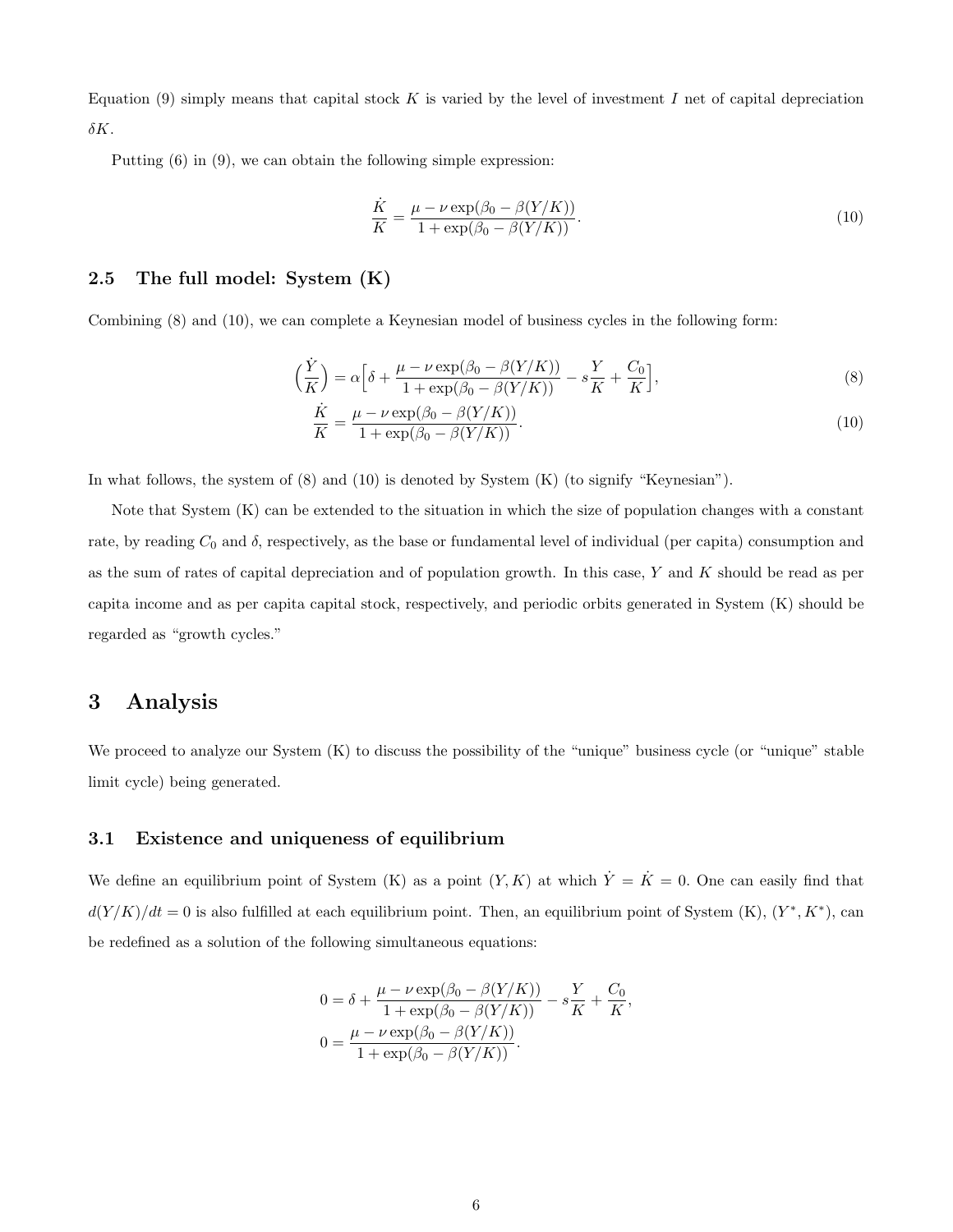Equation (9) simply means that capital stock $K$ is varied by the level of investment $I$ net of capital depreciation $\delta K$.

Putting (6) in (9), we can obtain the following simple expression:

$$\frac{\dot{K}}{K} = \frac{\mu - \nu \exp(\beta_0 - \beta(Y/K))}{1 + \exp(\beta_0 - \beta(Y/K))}. \tag{10}$$

### 2.5 The full model: System (K)

Combining (8) and (10), we can complete a Keynesian model of business cycles in the following form:

$$\Big(\frac{\dot{Y}}{K}\Big) = \alpha\Big[\delta + \frac{\mu - \nu \exp(\beta_0 - \beta(Y/K))}{1 + \exp(\beta_0 - \beta(Y/K))} - s\frac{Y}{K} + \frac{C_0}{K}\Big], \tag{8}$$

$$\frac{\dot{K}}{K} = \frac{\mu - \nu \exp(\beta_0 - \beta(Y/K))}{1 + \exp(\beta_0 - \beta(Y/K))}. \tag{10}$$

In what follows, the system of (8) and (10) is denoted by System (K) (to signify "Keynesian").

Note that System (K) can be extended to the situation in which the size of population changes with a constant rate, by reading $C_0$ and $\delta$, respectively, as the base or fundamental level of individual (per capita) consumption and as the sum of rates of capital depreciation and of population growth. In this case, $Y$ and $K$ should be read as per capita income and as per capita capital stock, respectively, and periodic orbits generated in System (K) should be regarded as "growth cycles."

# 3 Analysis

We proceed to analyze our System (K) to discuss the possibility of the "unique" business cycle (or "unique" stable limit cycle) being generated.

### 3.1 Existence and uniqueness of equilibrium

We define an equilibrium point of System (K) as a point $(Y, K)$ at which $\dot{Y} = \dot{K} = 0$. One can easily find that $d(Y/K)/dt = 0$ is also fulfilled at each equilibrium point. Then, an equilibrium point of System (K), $(Y^*, K^*)$, can be redefined as a solution of the following simultaneous equations:

$$0 = \delta + \frac{\mu - \nu \exp(\beta_0 - \beta(Y/K))}{1 + \exp(\beta_0 - \beta(Y/K))} - s\frac{Y}{K} + \frac{C_0}{K},$$

$$0 = \frac{\mu - \nu \exp(\beta_0 - \beta(Y/K))}{1 + \exp(\beta_0 - \beta(Y/K))}.$$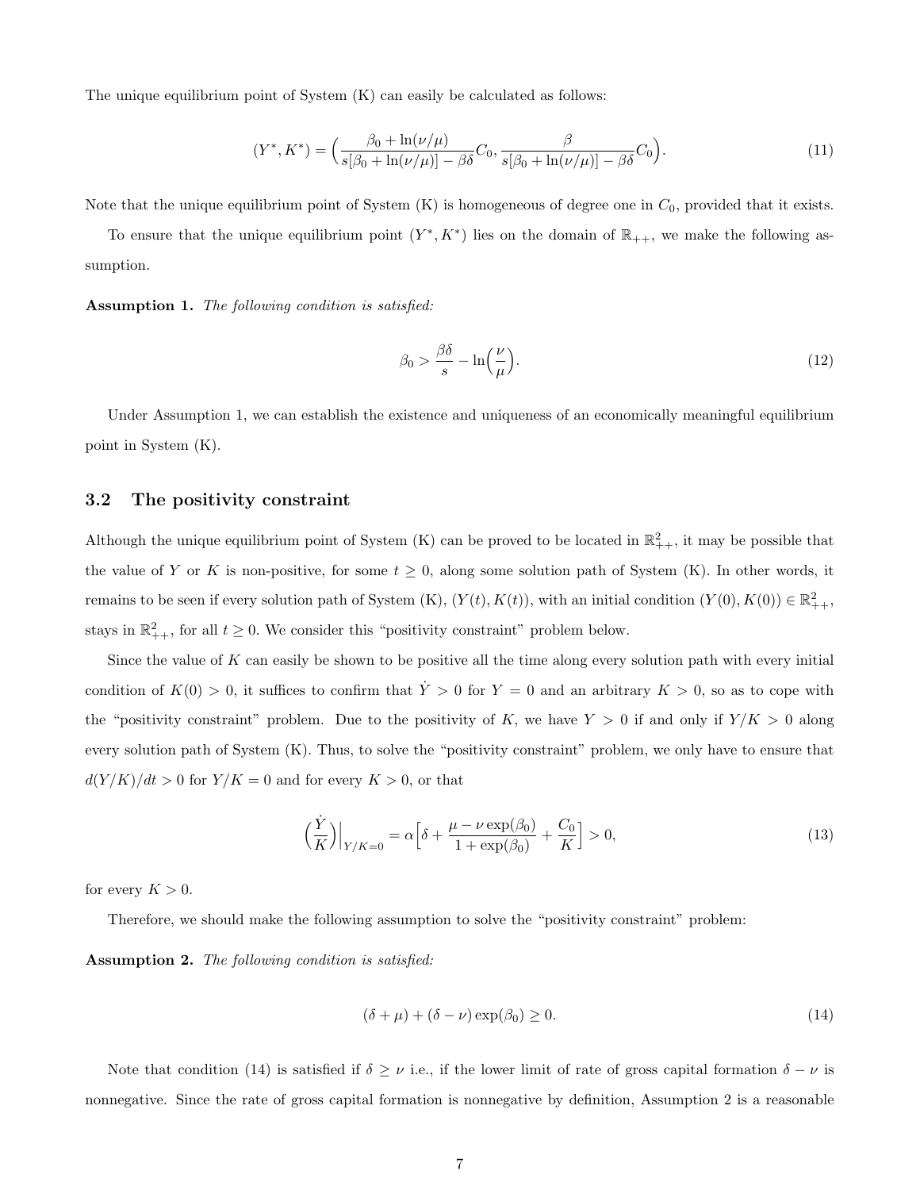The unique equilibrium point of System (K) can easily be calculated as follows:

$$(Y^*, K^*) = \Big(\frac{\beta_0 + \ln(\nu/\mu)}{s[\beta_0 + \ln(\nu/\mu)] - \beta\delta}C_0, \frac{\beta}{s[\beta_0 + \ln(\nu/\mu)] - \beta\delta}C_0\Big). \tag{11}$$

Note that the unique equilibrium point of System (K) is homogeneous of degree one in $C_0$, provided that it exists.

To ensure that the unique equilibrium point $(Y^*, K^*)$ lies on the domain of $\mathbb{R}_{++}$, we make the following assumption.

**Assumption 1.** *The following condition is satisfied:*

$$\beta_0 > \frac{\beta\delta}{s} - \ln\Big(\frac{\nu}{\mu}\Big). \tag{12}$$

Under Assumption 1, we can establish the existence and uniqueness of an economically meaningful equilibrium point in System (K).

## 3.2 The positivity constraint

Although the unique equilibrium point of System (K) can be proved to be located in $\mathbb{R}^2_{++}$, it may be possible that the value of $Y$ or $K$ is non-positive, for some $t \geq 0$, along some solution path of System (K). In other words, it remains to be seen if every solution path of System (K), $(Y(t), K(t))$, with an initial condition $(Y(0), K(0)) \in \mathbb{R}^2_{++}$, stays in $\mathbb{R}^2_{++}$, for all $t \geq 0$. We consider this "positivity constraint" problem below.

Since the value of $K$ can easily be shown to be positive all the time along every solution path with every initial condition of $K(0) > 0$, it suffices to confirm that $\dot{Y} > 0$ for $Y = 0$ and an arbitrary $K > 0$, so as to cope with the "positivity constraint" problem. Due to the positivity of $K$, we have $Y > 0$ if and only if $Y/K > 0$ along every solution path of System (K). Thus, to solve the "positivity constraint" problem, we only have to ensure that $d(Y/K)/dt > 0$ for $Y/K = 0$ and for every $K > 0$, or that

$$\Big(\frac{\dot{Y}}{K}\Big)\Big|_{Y/K=0} = \alpha\Big[\delta + \frac{\mu - \nu\exp(\beta_0)}{1 + \exp(\beta_0)} + \frac{C_0}{K}\Big] > 0, \tag{13}$$

for every $K > 0$.

Therefore, we should make the following assumption to solve the "positivity constraint" problem:

**Assumption 2.** *The following condition is satisfied:*

$$(\delta + \mu) + (\delta - \nu)\exp(\beta_0) \geq 0. \tag{14}$$

Note that condition (14) is satisfied if $\delta \geq \nu$ i.e., if the lower limit of rate of gross capital formation $\delta - \nu$ is nonnegative. Since the rate of gross capital formation is nonnegative by definition, Assumption 2 is a reasonable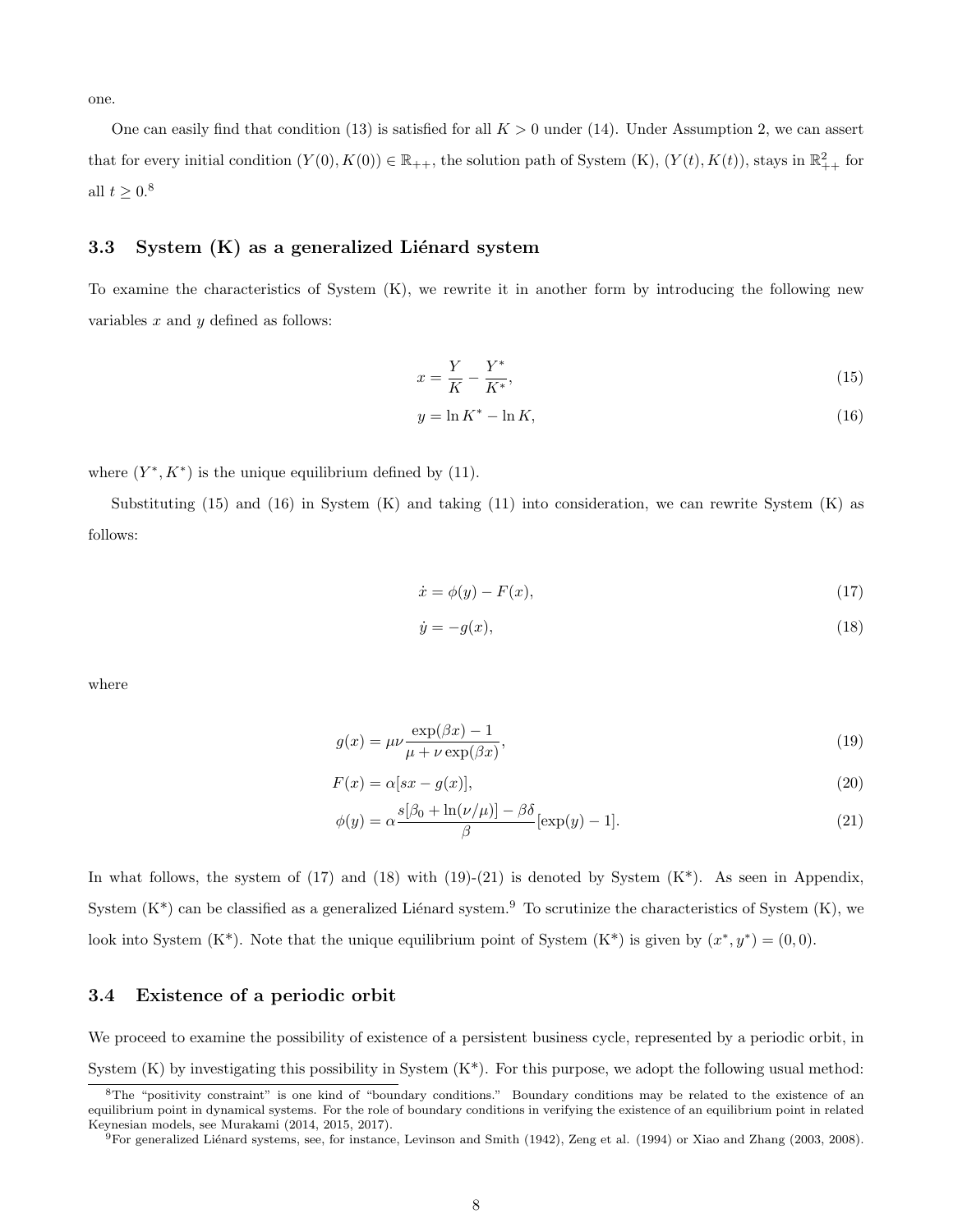one.

One can easily find that condition (13) is satisfied for all $K > 0$ under (14). Under Assumption 2, we can assert that for every initial condition $(Y(0), K(0)) \in \mathbb{R}_{++}$, the solution path of System (K), $(Y(t), K(t))$, stays in $\mathbb{R}^2_{++}$ for all $t \geq 0$.[8]

### 3.3 System (K) as a generalized Liénard system

To examine the characteristics of System (K), we rewrite it in another form by introducing the following new variables $x$ and $y$ defined as follows:

$$x = \frac{Y}{K} - \frac{Y^*}{K^*}, \tag{15}$$

$$y = \ln K^* - \ln K, \tag{16}$$

where $(Y^*, K^*)$ is the unique equilibrium defined by (11).

Substituting (15) and (16) in System (K) and taking (11) into consideration, we can rewrite System (K) as follows:

$$\dot{x} = \phi(y) - F(x), \tag{17}$$

$$\dot{y} = -g(x), \tag{18}$$

where

$$g(x) = \mu\nu \frac{\exp(\beta x) - 1}{\mu + \nu \exp(\beta x)}, \tag{19}$$

$$F(x) = \alpha[sx - g(x)], \tag{20}$$

$$\phi(y) = \alpha \frac{s[\beta_0 + \ln(\nu/\mu)] - \beta\delta}{\beta}[\exp(y) - 1]. \tag{21}$$

In what follows, the system of (17) and (18) with (19)-(21) is denoted by System (K*). As seen in Appendix, System (K*) can be classified as a generalized Liénard system.[9] To scrutinize the characteristics of System (K), we look into System (K*). Note that the unique equilibrium point of System (K*) is given by $(x^*, y^*) = (0, 0)$.

### 3.4 Existence of a periodic orbit

We proceed to examine the possibility of existence of a persistent business cycle, represented by a periodic orbit, in System (K) by investigating this possibility in System (K*). For this purpose, we adopt the following usual method:

[8] The "positivity constraint" is one kind of "boundary conditions." Boundary conditions may be related to the existence of an equilibrium point in dynamical systems. For the role of boundary conditions in verifying the existence of an equilibrium point in related Keynesian models, see Murakami (2014, 2015, 2017).

[9] For generalized Liénard systems, see, for instance, Levinson and Smith (1942), Zeng et al. (1994) or Xiao and Zhang (2003, 2008).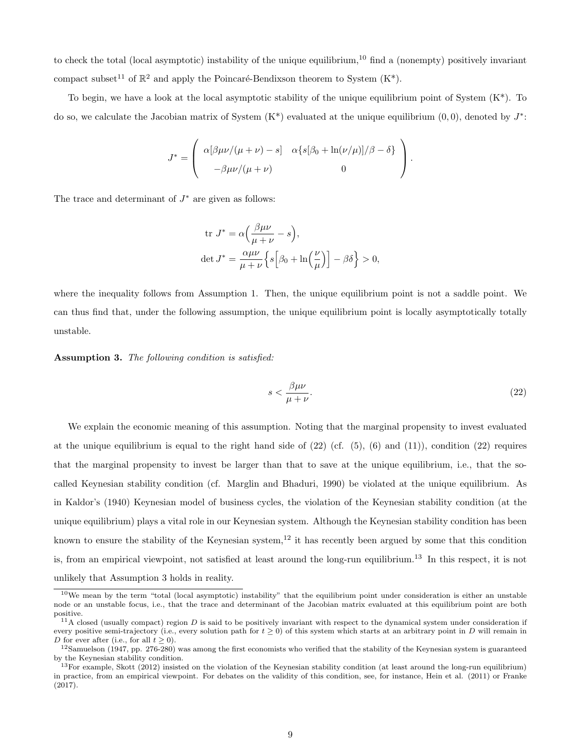to check the total (local asymptotic) instability of the unique equilibrium,[10] find a (nonempty) positively invariant compact subset[11] of $\mathbb{R}^2$ and apply the Poincaré-Bendixson theorem to System (K*).

To begin, we have a look at the local asymptotic stability of the unique equilibrium point of System (K*). To do so, we calculate the Jacobian matrix of System (K*) evaluated at the unique equilibrium $(0, 0)$, denoted by $J^*$:

$$
J^* = \begin{pmatrix} \alpha[\beta\mu\nu/(\mu+\nu) - s] & \alpha\{s[\beta_0 + \ln(\nu/\mu)]/\beta - \delta\} \\ -\beta\mu\nu/(\mu+\nu) & 0 \end{pmatrix}.
$$

The trace and determinant of $J^*$ are given as follows:

$$
\begin{aligned}
\text{tr } J^* &= \alpha\Big(\frac{\beta\mu\nu}{\mu+\nu} - s\Big), \\
\det J^* &= \frac{\alpha\mu\nu}{\mu+\nu}\Big\{s\Big[\beta_0 + \ln\Big(\frac{\nu}{\mu}\Big)\Big] - \beta\delta\Big\} > 0,
\end{aligned}
$$

where the inequality follows from Assumption 1. Then, the unique equilibrium point is not a saddle point. We can thus find that, under the following assumption, the unique equilibrium point is locally asymptotically totally unstable.

**Assumption 3.** *The following condition is satisfied:*

$$
s < \frac{\beta\mu\nu}{\mu+\nu}. \tag{22}
$$

We explain the economic meaning of this assumption. Noting that the marginal propensity to invest evaluated at the unique equilibrium is equal to the right hand side of (22) (cf. (5), (6) and (11)), condition (22) requires that the marginal propensity to invest be larger than that to save at the unique equilibrium, i.e., that the so-called Keynesian stability condition (cf. Marglin and Bhaduri, 1990) be violated at the unique equilibrium. As in Kaldor's (1940) Keynesian model of business cycles, the violation of the Keynesian stability condition (at the unique equilibrium) plays a vital role in our Keynesian system. Although the Keynesian stability condition has been known to ensure the stability of the Keynesian system,[12] it has recently been argued by some that this condition is, from an empirical viewpoint, not satisfied at least around the long-run equilibrium.[13] In this respect, it is not unlikely that Assumption 3 holds in reality.

[10] We mean by the term "total (local asymptotic) instability" that the equilibrium point under consideration is either an unstable node or an unstable focus, i.e., that the trace and determinant of the Jacobian matrix evaluated at this equilibrium point are both positive.

[11] A closed (usually compact) region $D$ is said to be positively invariant with respect to the dynamical system under consideration if every positive semi-trajectory (i.e., every solution path for $t \geq 0$) of this system which starts at an arbitrary point in $D$ will remain in $D$ for ever after (i.e., for all $t \geq 0$).

[12] Samuelson (1947, pp. 276-280) was among the first economists who verified that the stability of the Keynesian system is guaranteed by the Keynesian stability condition.

[13] For example, Skott (2012) insisted on the violation of the Keynesian stability condition (at least around the long-run equilibrium) in practice, from an empirical viewpoint. For debates on the validity of this condition, see, for instance, Hein et al. (2011) or Franke (2017).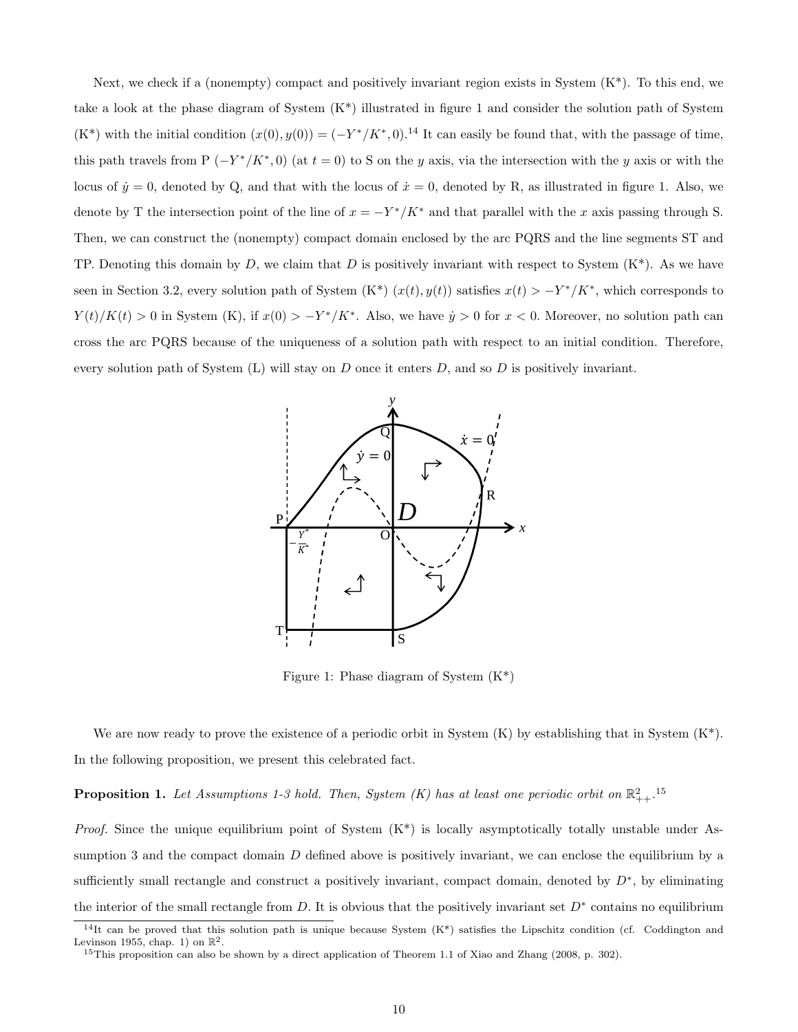Next, we check if a (nonempty) compact and positively invariant region exists in System (K*). To this end, we take a look at the phase diagram of System (K*) illustrated in figure 1 and consider the solution path of System (K*) with the initial condition $(x(0), y(0)) = (-Y^*/K^*, 0)$.[14] It can easily be found that, with the passage of time, this path travels from P $(-Y^*/K^*, 0)$ (at $t = 0$) to S on the $y$ axis, via the intersection with the $y$ axis or with the locus of $\dot{y} = 0$, denoted by Q, and that with the locus of $\dot{x} = 0$, denoted by R, as illustrated in figure 1. Also, we denote by T the intersection point of the line of $x = -Y^*/K^*$ and that parallel with the $x$ axis passing through S. Then, we can construct the (nonempty) compact domain enclosed by the arc PQRS and the line segments ST and TP. Denoting this domain by $D$, we claim that $D$ is positively invariant with respect to System (K*). As we have seen in Section 3.2, every solution path of System (K*) $(x(t), y(t))$ satisfies $x(t) > -Y^*/K^*$, which corresponds to $Y(t)/K(t) > 0$ in System (K), if $x(0) > -Y^*/K^*$. Also, we have $\dot{y} > 0$ for $x < 0$. Moreover, no solution path can cross the arc PQRS because of the uniqueness of a solution path with respect to an initial condition. Therefore, every solution path of System (L) will stay on $D$ once it enters $D$, and so $D$ is positively invariant.

Figure 1: Phase diagram of System (K*)

We are now ready to prove the existence of a periodic orbit in System (K) by establishing that in System (K*). In the following proposition, we present this celebrated fact.

**Proposition 1.** *Let Assumptions 1-3 hold. Then, System (K) has at least one periodic orbit on $\mathbb{R}^2_{++}$.*[15]

*Proof.* Since the unique equilibrium point of System (K*) is locally asymptotically totally unstable under Assumption 3 and the compact domain $D$ defined above is positively invariant, we can enclose the equilibrium by a sufficiently small rectangle and construct a positively invariant, compact domain, denoted by $D^*$, by eliminating the interior of the small rectangle from $D$. It is obvious that the positively invariant set $D^*$ contains no equilibrium

[14] It can be proved that this solution path is unique because System (K*) satisfies the Lipschitz condition (cf. Coddington and Levinson 1955, chap. 1) on $\mathbb{R}^2$.

[15] This proposition can also be shown by a direct application of Theorem 1.1 of Xiao and Zhang (2008, p. 302).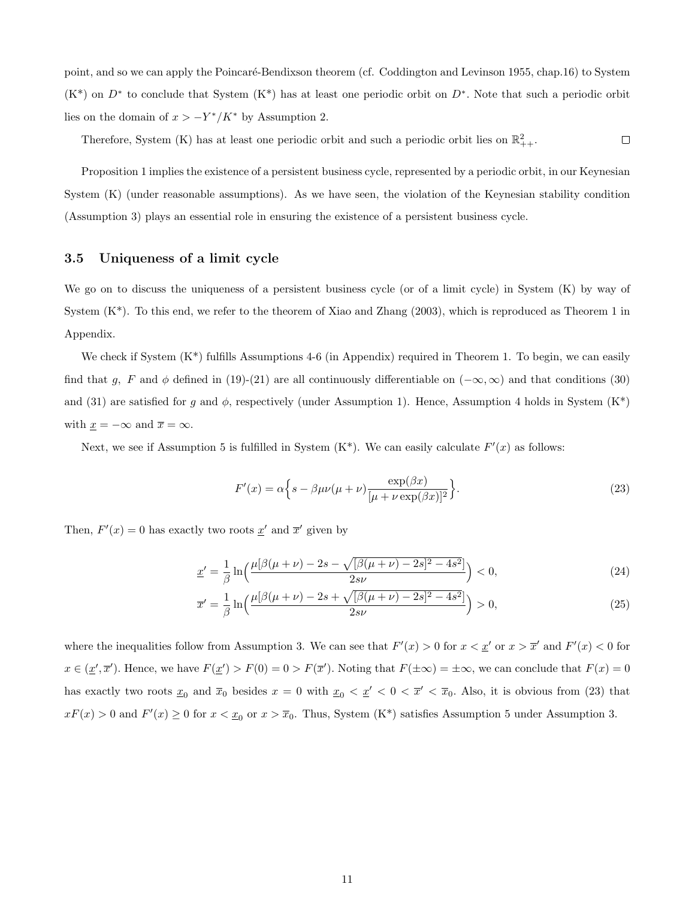point, and so we can apply the Poincaré-Bendixson theorem (cf. Coddington and Levinson 1955, chap.16) to System (K*) on $D^*$ to conclude that System (K*) has at least one periodic orbit on $D^*$. Note that such a periodic orbit lies on the domain of $x > -Y^*/K^*$ by Assumption 2.

Therefore, System (K) has at least one periodic orbit and such a periodic orbit lies on $\mathbb{R}^2_{++}$. $\square$

Proposition 1 implies the existence of a persistent business cycle, represented by a periodic orbit, in our Keynesian System (K) (under reasonable assumptions). As we have seen, the violation of the Keynesian stability condition (Assumption 3) plays an essential role in ensuring the existence of a persistent business cycle.

### 3.5 Uniqueness of a limit cycle

We go on to discuss the uniqueness of a persistent business cycle (or of a limit cycle) in System (K) by way of System (K*). To this end, we refer to the theorem of Xiao and Zhang (2003), which is reproduced as Theorem 1 in Appendix.

We check if System (K*) fulfills Assumptions 4-6 (in Appendix) required in Theorem 1. To begin, we can easily find that $g$, $F$ and $\phi$ defined in (19)-(21) are all continuously differentiable on $(-\infty, \infty)$ and that conditions (30) and (31) are satisfied for $g$ and $\phi$, respectively (under Assumption 1). Hence, Assumption 4 holds in System (K*) with $\underline{x} = -\infty$ and $\overline{x} = \infty$.

Next, we see if Assumption 5 is fulfilled in System (K*). We can easily calculate $F'(x)$ as follows:

$$F'(x) = \alpha \Big\{ s - \beta\mu\nu(\mu+\nu)\frac{\exp(\beta x)}{[\mu + \nu\exp(\beta x)]^2} \Big\}. \tag{23}$$

Then, $F'(x) = 0$ has exactly two roots $\underline{x}'$ and $\overline{x}'$ given by

$$\underline{x}' = \frac{1}{\beta}\ln\Big( \frac{\mu[\beta(\mu+\nu) - 2s - \sqrt{[\beta(\mu+\nu)-2s]^2 - 4s^2}]}{2s\nu} \Big) < 0, \tag{24}$$

$$\overline{x}' = \frac{1}{\beta}\ln\Big( \frac{\mu[\beta(\mu+\nu) - 2s + \sqrt{[\beta(\mu+\nu)-2s]^2 - 4s^2}]}{2s\nu} \Big) > 0, \tag{25}$$

where the inequalities follow from Assumption 3. We can see that $F'(x) > 0$ for $x < \underline{x}'$ or $x > \overline{x}'$ and $F'(x) < 0$ for $x \in (\underline{x}', \overline{x}')$. Hence, we have $F(\underline{x}') > F(0) = 0 > F(\overline{x}')$. Noting that $F(\pm\infty) = \pm\infty$, we can conclude that $F(x) = 0$ has exactly two roots $\underline{x}_0$ and $\overline{x}_0$ besides $x = 0$ with $\underline{x}_0 < \underline{x}' < 0 < \overline{x}' < \overline{x}_0$. Also, it is obvious from (23) that $xF(x) > 0$ and $F'(x) \geq 0$ for $x < \underline{x}_0$ or $x > \overline{x}_0$. Thus, System (K*) satisfies Assumption 5 under Assumption 3.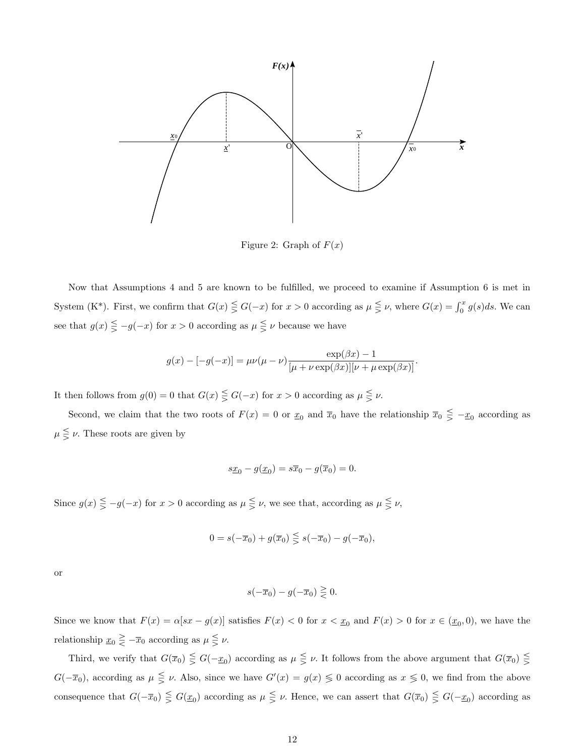Figure 2: Graph of $F(x)$

Now that Assumptions 4 and 5 are known to be fulfilled, we proceed to examine if Assumption 6 is met in System (K*). First, we confirm that $G(x) \lesseqgtr G(-x)$ for $x > 0$ according as $\mu \lesseqgtr \nu$, where $G(x) = \int_0^x g(s)ds$. We can see that $g(x) \lesseqgtr -g(-x)$ for $x > 0$ according as $\mu \lesseqgtr \nu$ because we have

$$g(x) - [-g(-x)] = \mu\nu(\mu - \nu)\frac{\exp(\beta x) - 1}{[\mu + \nu\exp(\beta x)][\nu + \mu\exp(\beta x)]}.$$

It then follows from $g(0) = 0$ that $G(x) \lesseqgtr G(-x)$ for $x > 0$ according as $\mu \lesseqgtr \nu$.

Second, we claim that the two roots of $F(x) = 0$ or $\underline{x}_0$ and $\overline{x}_0$ have the relationship $\overline{x}_0 \lesseqgtr -\underline{x}_0$ according as $\mu \lesseqgtr \nu$. These roots are given by

$$s\underline{x}_0 - g(\underline{x}_0) = s\overline{x}_0 - g(\overline{x}_0) = 0.$$

Since $g(x) \lesseqgtr -g(-x)$ for $x > 0$ according as $\mu \lesseqgtr \nu$, we see that, according as $\mu \lesseqgtr \nu$,

$$0 = s(-\overline{x}_0) + g(\overline{x}_0) \lesseqgtr s(-\overline{x}_0) - g(-\overline{x}_0),$$

or

$$s(-\overline{x}_0) - g(-\overline{x}_0) \gtreqless 0.$$

Since we know that $F(x) = \alpha[sx - g(x)]$ satisfies $F(x) < 0$ for $x < \underline{x}_0$ and $F(x) > 0$ for $x \in (\underline{x}_0, 0)$, we have the relationship $\underline{x}_0 \gtreqless -\overline{x}_0$ according as $\mu \lesseqgtr \nu$.

Third, we verify that $G(\overline{x}_0) \lesseqgtr G(-\underline{x}_0)$ according as $\mu \lesseqgtr \nu$. It follows from the above argument that $G(\overline{x}_0) \lesseqgtr G(-\overline{x}_0)$, according as $\mu \lesseqgtr \nu$. Also, since we have $G'(x) = g(x) \lesseqgtr 0$ according as $x \lesseqgtr 0$, we find from the above consequence that $G(-\overline{x}_0) \lesseqgtr G(\underline{x}_0)$ according as $\mu \lesseqgtr \nu$. Hence, we can assert that $G(\overline{x}_0) \lesseqgtr G(-\underline{x}_0)$ according as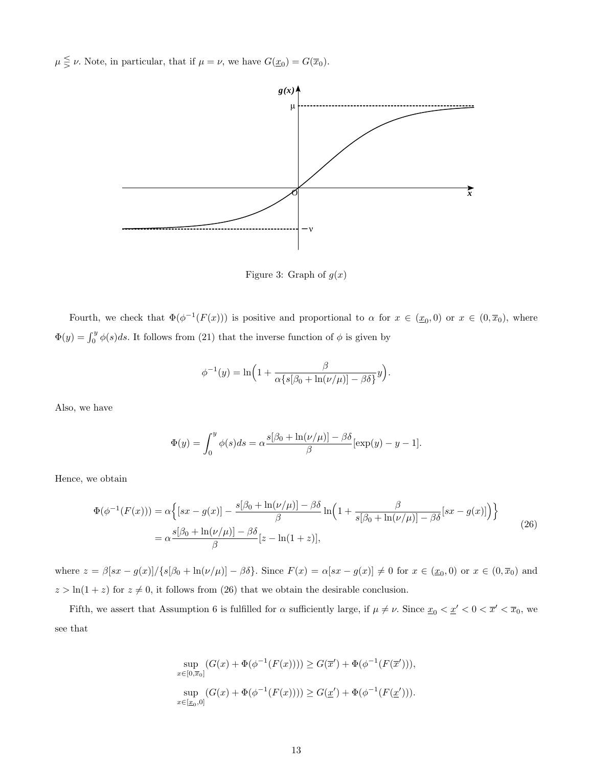$\mu \lesseqqgtr \nu$. Note, in particular, that if $\mu = \nu$, we have $G(\underline{x}_0) = G(\overline{x}_0)$.

Figure 3: Graph of $g(x)$

Fourth, we check that $\Phi(\phi^{-1}(F(x)))$ is positive and proportional to $\alpha$ for $x \in (\underline{x}_0, 0)$ or $x \in (0, \overline{x}_0)$, where $\Phi(y) = \int_0^y \phi(s)ds$. It follows from (21) that the inverse function of $\phi$ is given by

$$\phi^{-1}(y) = \ln\Big(1 + \frac{\beta}{\alpha\{s[\beta_0 + \ln(\nu/\mu)] - \beta\delta\}}y\Big).$$

Also, we have

$$\Phi(y) = \int_0^y \phi(s)ds = \alpha\frac{s[\beta_0 + \ln(\nu/\mu)] - \beta\delta}{\beta}[\exp(y) - y - 1].$$

Hence, we obtain

$$\begin{aligned}
\Phi(\phi^{-1}(F(x))) &= \alpha\Big\{[sx - g(x)] - \frac{s[\beta_0 + \ln(\nu/\mu)] - \beta\delta}{\beta}\ln\Big(1 + \frac{\beta}{s[\beta_0 + \ln(\nu/\mu)] - \beta\delta}[sx - g(x)]\Big)\Big\} \\
&= \alpha\frac{s[\beta_0 + \ln(\nu/\mu)] - \beta\delta}{\beta}[z - \ln(1 + z)],
\end{aligned} \tag{26}$$

where $z = \beta[sx - g(x)]/\{s[\beta_0 + \ln(\nu/\mu)] - \beta\delta\}$. Since $F(x) = \alpha[sx - g(x)] \neq 0$ for $x \in (\underline{x}_0, 0)$ or $x \in (0, \overline{x}_0)$ and $z > \ln(1 + z)$ for $z \neq 0$, it follows from (26) that we obtain the desirable conclusion.

Fifth, we assert that Assumption 6 is fulfilled for $\alpha$ sufficiently large, if $\mu \neq \nu$. Since $\underline{x}_0 < \underline{x}' < 0 < \overline{x}' < \overline{x}_0$, we see that

$$\sup_{x \in [0, \overline{x}_0]}(G(x) + \Phi(\phi^{-1}(F(x)))) \geq G(\overline{x}') + \Phi(\phi^{-1}(F(\overline{x}'))),$$

$$\sup_{x \in [\underline{x}_0, 0]}(G(x) + \Phi(\phi^{-1}(F(x)))) \geq G(\underline{x}') + \Phi(\phi^{-1}(F(\underline{x}'))).$$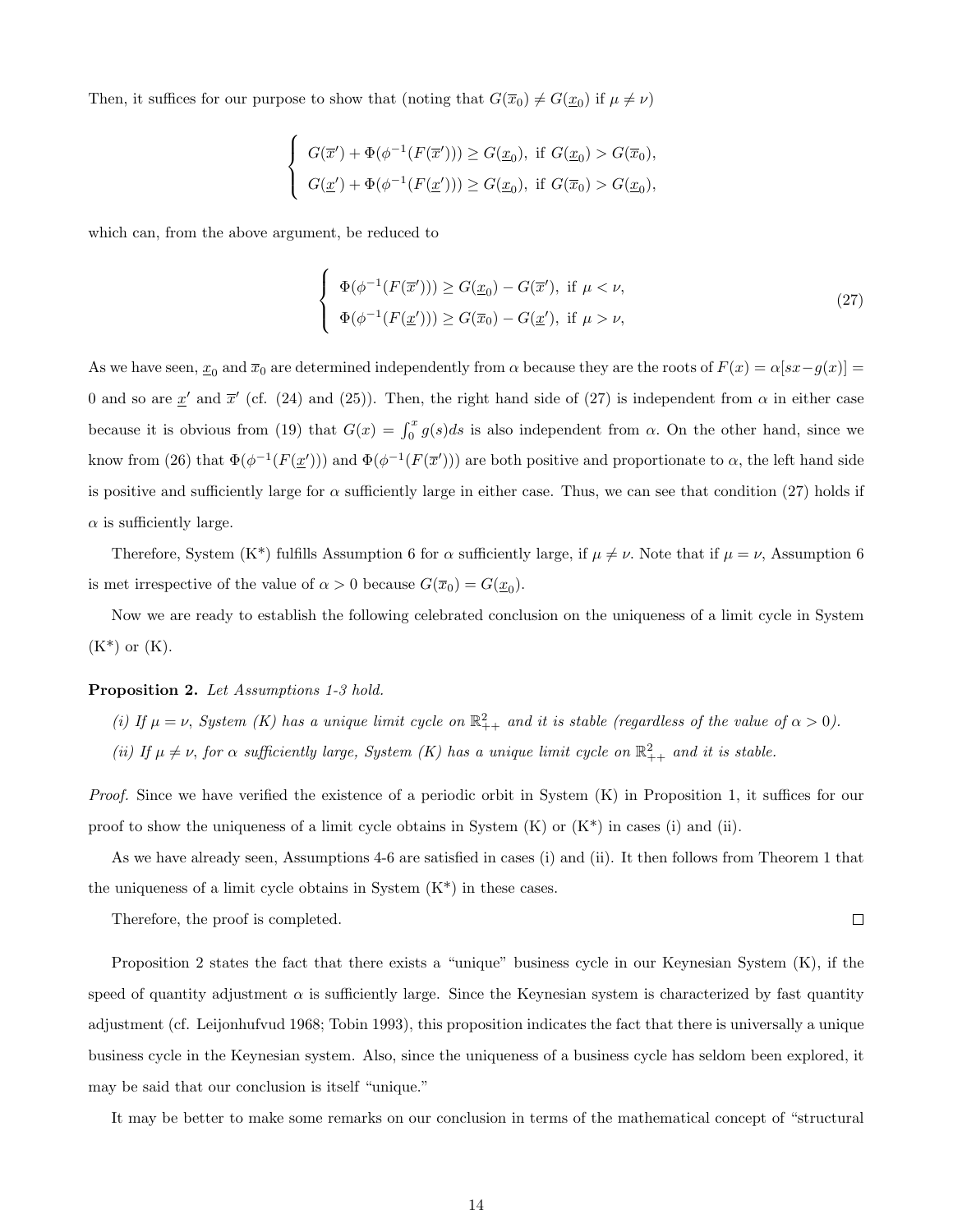Then, it suffices for our purpose to show that (noting that $G(\overline{x}_0) \neq G(\underline{x}_0)$ if $\mu \neq \nu$)

$$
\begin{cases}
G(\overline{x}') + \Phi(\phi^{-1}(F(\overline{x}'))) \geq G(\underline{x}_0), \text{ if } G(\underline{x}_0) > G(\overline{x}_0), \\
G(\underline{x}') + \Phi(\phi^{-1}(F(\underline{x}'))) \geq G(\underline{x}_0), \text{ if } G(\overline{x}_0) > G(\underline{x}_0),
\end{cases}
$$

which can, from the above argument, be reduced to

$$
\begin{cases}
\Phi(\phi^{-1}(F(\overline{x}'))) \geq G(\underline{x}_0) - G(\overline{x}'), \text{ if } \mu < \nu, \\
\Phi(\phi^{-1}(F(\underline{x}'))) \geq G(\overline{x}_0) - G(\underline{x}'), \text{ if } \mu > \nu,
\end{cases}
\tag{27}
$$

As we have seen, $\underline{x}_0$ and $\overline{x}_0$ are determined independently from $\alpha$ because they are the roots of $F(x) = \alpha[sx - g(x)] = 0$ and so are $\underline{x}'$ and $\overline{x}'$ (cf. (24) and (25)). Then, the right hand side of (27) is independent from $\alpha$ in either case because it is obvious from (19) that $G(x) = \int_0^x g(s)ds$ is also independent from $\alpha$. On the other hand, since we know from (26) that $\Phi(\phi^{-1}(F(\underline{x}')))$ and $\Phi(\phi^{-1}(F(\overline{x}')))$ are both positive and proportionate to $\alpha$, the left hand side is positive and sufficiently large for $\alpha$ sufficiently large in either case. Thus, we can see that condition (27) holds if $\alpha$ is sufficiently large.

Therefore, System (K*) fulfills Assumption 6 for $\alpha$ sufficiently large, if $\mu \neq \nu$. Note that if $\mu = \nu$, Assumption 6 is met irrespective of the value of $\alpha > 0$ because $G(\overline{x}_0) = G(\underline{x}_0)$.

Now we are ready to establish the following celebrated conclusion on the uniqueness of a limit cycle in System (K*) or (K).

**Proposition 2.** *Let Assumptions 1-3 hold.*

*(i) If $\mu = \nu$, System (K) has a unique limit cycle on $\mathbb{R}^2_{++}$ and it is stable (regardless of the value of $\alpha > 0$).*

*(ii) If $\mu \neq \nu$, for $\alpha$ sufficiently large, System (K) has a unique limit cycle on $\mathbb{R}^2_{++}$ and it is stable.*

*Proof.* Since we have verified the existence of a periodic orbit in System (K) in Proposition 1, it suffices for our proof to show the uniqueness of a limit cycle obtains in System (K) or (K*) in cases (i) and (ii).

As we have already seen, Assumptions 4-6 are satisfied in cases (i) and (ii). It then follows from Theorem 1 that the uniqueness of a limit cycle obtains in System (K*) in these cases.

Therefore, the proof is completed. □

Proposition 2 states the fact that there exists a "unique" business cycle in our Keynesian System (K), if the speed of quantity adjustment $\alpha$ is sufficiently large. Since the Keynesian system is characterized by fast quantity adjustment (cf. Leijonhufvud 1968; Tobin 1993), this proposition indicates the fact that there is universally a unique business cycle in the Keynesian system. Also, since the uniqueness of a business cycle has seldom been explored, it may be said that our conclusion is itself "unique."

It may be better to make some remarks on our conclusion in terms of the mathematical concept of "structural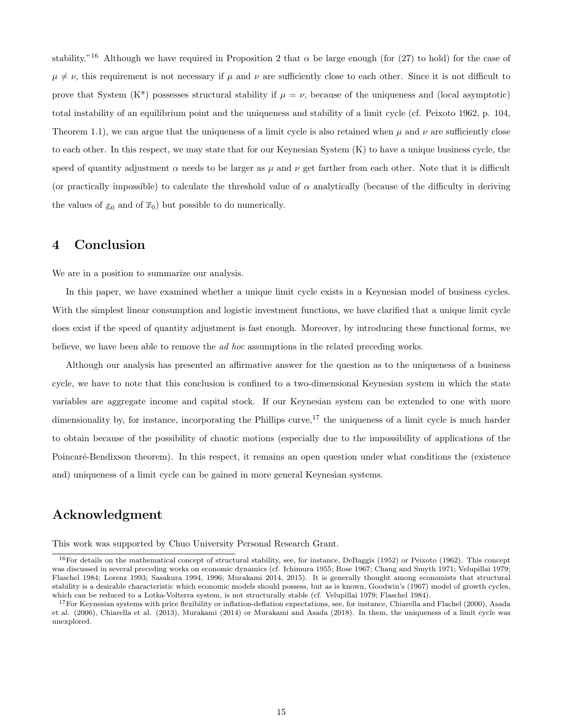stability."[16] Although we have required in Proposition 2 that $\alpha$ be large enough (for (27) to hold) for the case of $\mu \neq \nu$, this requirement is not necessary if $\mu$ and $\nu$ are sufficiently close to each other. Since it is not difficult to prove that System (K*) possesses structural stability if $\mu = \nu$, because of the uniqueness and (local asymptotic) total instability of an equilibrium point and the uniqueness and stability of a limit cycle (cf. Peixoto 1962, p. 104, Theorem 1.1), we can argue that the uniqueness of a limit cycle is also retained when $\mu$ and $\nu$ are sufficiently close to each other. In this respect, we may state that for our Keynesian System (K) to have a unique business cycle, the speed of quantity adjustment $\alpha$ needs to be larger as $\mu$ and $\nu$ get farther from each other. Note that it is difficult (or practically impossible) to calculate the threshold value of $\alpha$ analytically (because of the difficulty in deriving the values of $\underline{x}_0$ and of $\overline{x}_0$) but possible to do numerically.

# 4 Conclusion

We are in a position to summarize our analysis.

In this paper, we have examined whether a unique limit cycle exists in a Keynesian model of business cycles. With the simplest linear consumption and logistic investment functions, we have clarified that a unique limit cycle does exist if the speed of quantity adjustment is fast enough. Moreover, by introducing these functional forms, we believe, we have been able to remove the *ad hoc* assumptions in the related preceding works.

Although our analysis has presented an affirmative answer for the question as to the uniqueness of a business cycle, we have to note that this conclusion is confined to a two-dimensional Keynesian system in which the state variables are aggregate income and capital stock. If our Keynesian system can be extended to one with more dimensionality by, for instance, incorporating the Phillips curve,[17] the uniqueness of a limit cycle is much harder to obtain because of the possibility of chaotic motions (especially due to the impossibility of applications of the Poincaré-Bendixson theorem). In this respect, it remains an open question under what conditions the (existence and) uniqueness of a limit cycle can be gained in more general Keynesian systems.

# Acknowledgment

This work was supported by Chuo University Personal Research Grant.

[16] For details on the mathematical concept of structural stability, see, for instance, DeBaggis (1952) or Peixoto (1962). This concept was discussed in several preceding works on economic dynamics (cf. Ichimura 1955; Rose 1967; Chang and Smyth 1971; Velupillai 1979; Flaschel 1984; Lorenz 1993; Sasakura 1994, 1996; Murakami 2014, 2015). It is generally thought among economists that structural stability is a desirable characteristic which economic models should possess, but as is known, Goodwin's (1967) model of growth cycles, which can be reduced to a Lotka-Volterra system, is not structurally stable (cf. Velupillai 1979; Flaschel 1984).

[17] For Keynesian systems with price flexibility or inflation-deflation expectations, see, for instance, Chiarella and Flachel (2000), Asada et al. (2006), Chiarella et al. (2013), Murakami (2014) or Murakami and Asada (2018). In them, the uniqueness of a limit cycle was unexplored.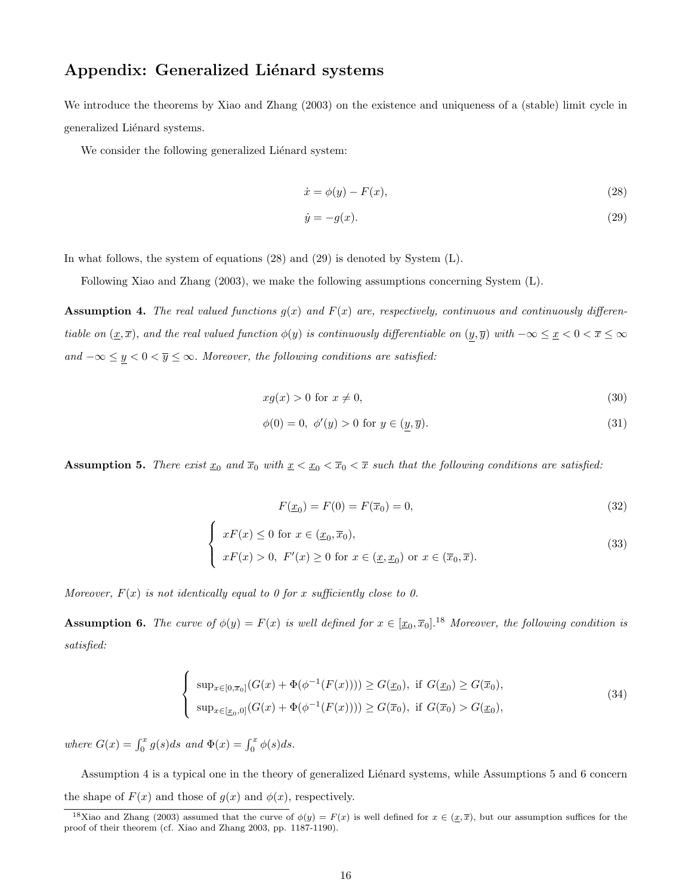# Appendix: Generalized Liénard systems

We introduce the theorems by Xiao and Zhang (2003) on the existence and uniqueness of a (stable) limit cycle in generalized Liénard systems.

We consider the following generalized Liénard system:

$$\dot{x} = \phi(y) - F(x), \tag{28}$$

$$\dot{y} = -g(x). \tag{29}$$

In what follows, the system of equations (28) and (29) is denoted by System (L).

Following Xiao and Zhang (2003), we make the following assumptions concerning System (L).

**Assumption 4.** *The real valued functions $g(x)$ and $F(x)$ are, respectively, continuous and continuously differentiable on $(\underline{x}, \overline{x})$, and the real valued function $\phi(y)$ is continuously differentiable on $(\underline{y}, \overline{y})$ with $-\infty \leq \underline{x} < 0 < \overline{x} \leq \infty$ and $-\infty \leq \underline{y} < 0 < \overline{y} \leq \infty$. Moreover, the following conditions are satisfied:*

$$xg(x) > 0 \text{ for } x \neq 0, \tag{30}$$

$$\phi(0) = 0, \ \phi'(y) > 0 \text{ for } y \in (\underline{y}, \overline{y}). \tag{31}$$

**Assumption 5.** *There exist $\underline{x}_0$ and $\overline{x}_0$ with $\underline{x} < \underline{x}_0 < \overline{x}_0 < \overline{x}$ such that the following conditions are satisfied:*

$$F(\underline{x}_0) = F(0) = F(\overline{x}_0) = 0, \tag{32}$$

$$\begin{cases} xF(x) \leq 0 \text{ for } x \in (\underline{x}_0, \overline{x}_0), \\ xF(x) > 0, \ F'(x) \geq 0 \text{ for } x \in (\underline{x}, \underline{x}_0) \text{ or } x \in (\overline{x}_0, \overline{x}). \end{cases} \tag{33}$$

*Moreover, $F(x)$ is not identically equal to 0 for $x$ sufficiently close to 0.*

**Assumption 6.** *The curve of $\phi(y) = F(x)$ is well defined for $x \in [\underline{x}_0, \overline{x}_0]$.*[18] *Moreover, the following condition is satisfied:*

$$\begin{cases} \sup_{x \in [0, \overline{x}_0]} (G(x) + \Phi(\phi^{-1}(F(x)))) \geq G(\underline{x}_0), \text{ if } G(\underline{x}_0) \geq G(\overline{x}_0), \\ \sup_{x \in [\underline{x}_0, 0]} (G(x) + \Phi(\phi^{-1}(F(x)))) \geq G(\overline{x}_0), \text{ if } G(\overline{x}_0) > G(\underline{x}_0), \end{cases} \tag{34}$$

*where $G(x) = \int_0^x g(s)ds$ and $\Phi(x) = \int_0^x \phi(s)ds$.*

Assumption 4 is a typical one in the theory of generalized Liénard systems, while Assumptions 5 and 6 concern the shape of $F(x)$ and those of $g(x)$ and $\phi(x)$, respectively.

[18] Xiao and Zhang (2003) assumed that the curve of $\phi(y) = F(x)$ is well defined for $x \in (\underline{x}, \overline{x})$, but our assumption suffices for the proof of their theorem (cf. Xiao and Zhang 2003, pp. 1187-1190).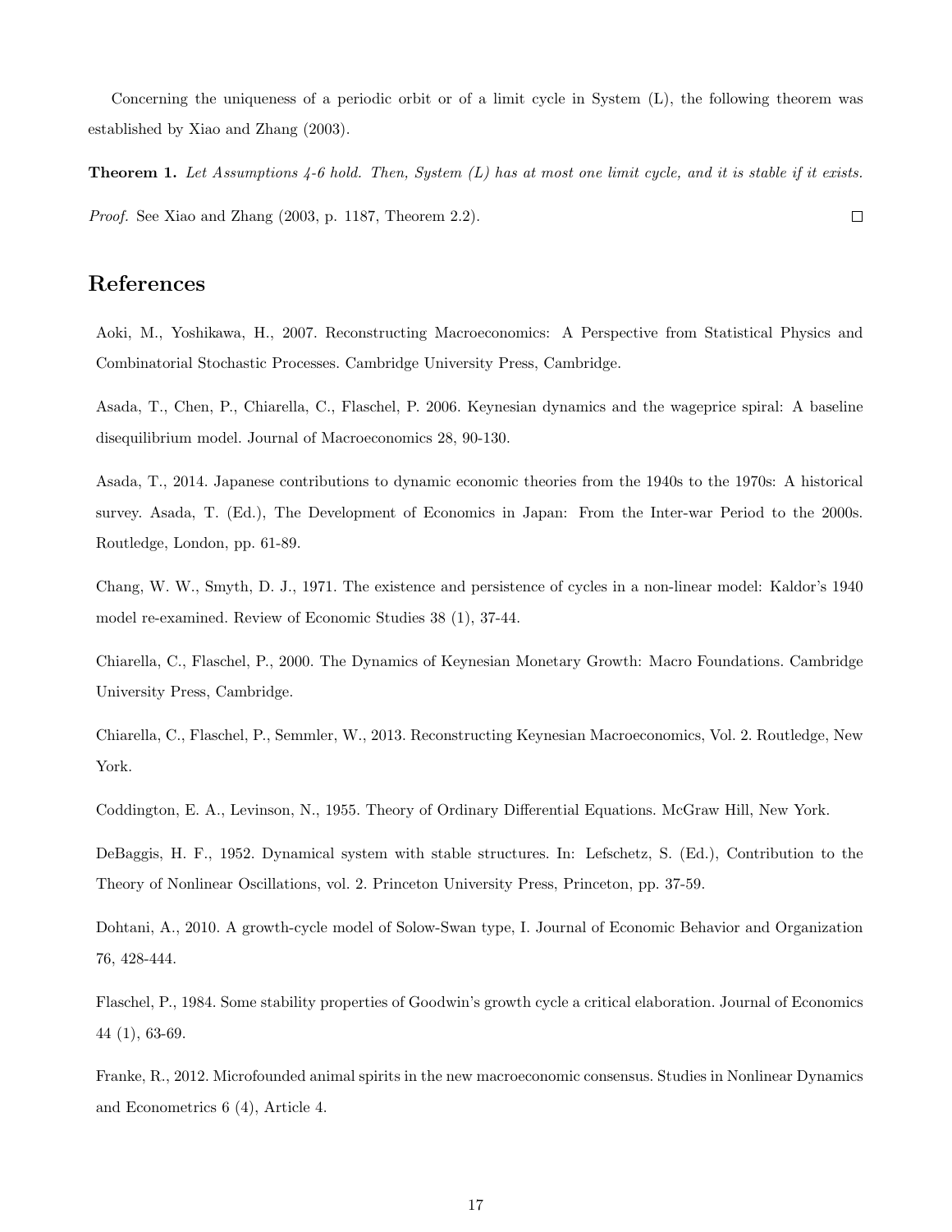Concerning the uniqueness of a periodic orbit or of a limit cycle in System (L), the following theorem was established by Xiao and Zhang (2003).

**Theorem 1.** *Let Assumptions 4-6 hold. Then, System (L) has at most one limit cycle, and it is stable if it exists.*

*Proof.* See Xiao and Zhang (2003, p. 1187, Theorem 2.2). □

## References

Aoki, M., Yoshikawa, H., 2007. Reconstructing Macroeconomics: A Perspective from Statistical Physics and Combinatorial Stochastic Processes. Cambridge University Press, Cambridge.

Asada, T., Chen, P., Chiarella, C., Flaschel, P. 2006. Keynesian dynamics and the wageprice spiral: A baseline disequilibrium model. Journal of Macroeconomics 28, 90-130.

Asada, T., 2014. Japanese contributions to dynamic economic theories from the 1940s to the 1970s: A historical survey. Asada, T. (Ed.), The Development of Economics in Japan: From the Inter-war Period to the 2000s. Routledge, London, pp. 61-89.

Chang, W. W., Smyth, D. J., 1971. The existence and persistence of cycles in a non-linear model: Kaldor's 1940 model re-examined. Review of Economic Studies 38 (1), 37-44.

Chiarella, C., Flaschel, P., 2000. The Dynamics of Keynesian Monetary Growth: Macro Foundations. Cambridge University Press, Cambridge.

Chiarella, C., Flaschel, P., Semmler, W., 2013. Reconstructing Keynesian Macroeconomics, Vol. 2. Routledge, New York.

Coddington, E. A., Levinson, N., 1955. Theory of Ordinary Differential Equations. McGraw Hill, New York.

DeBaggis, H. F., 1952. Dynamical system with stable structures. In: Lefschetz, S. (Ed.), Contribution to the Theory of Nonlinear Oscillations, vol. 2. Princeton University Press, Princeton, pp. 37-59.

Dohtani, A., 2010. A growth-cycle model of Solow-Swan type, I. Journal of Economic Behavior and Organization 76, 428-444.

Flaschel, P., 1984. Some stability properties of Goodwin's growth cycle a critical elaboration. Journal of Economics 44 (1), 63-69.

Franke, R., 2012. Microfounded animal spirits in the new macroeconomic consensus. Studies in Nonlinear Dynamics and Econometrics 6 (4), Article 4.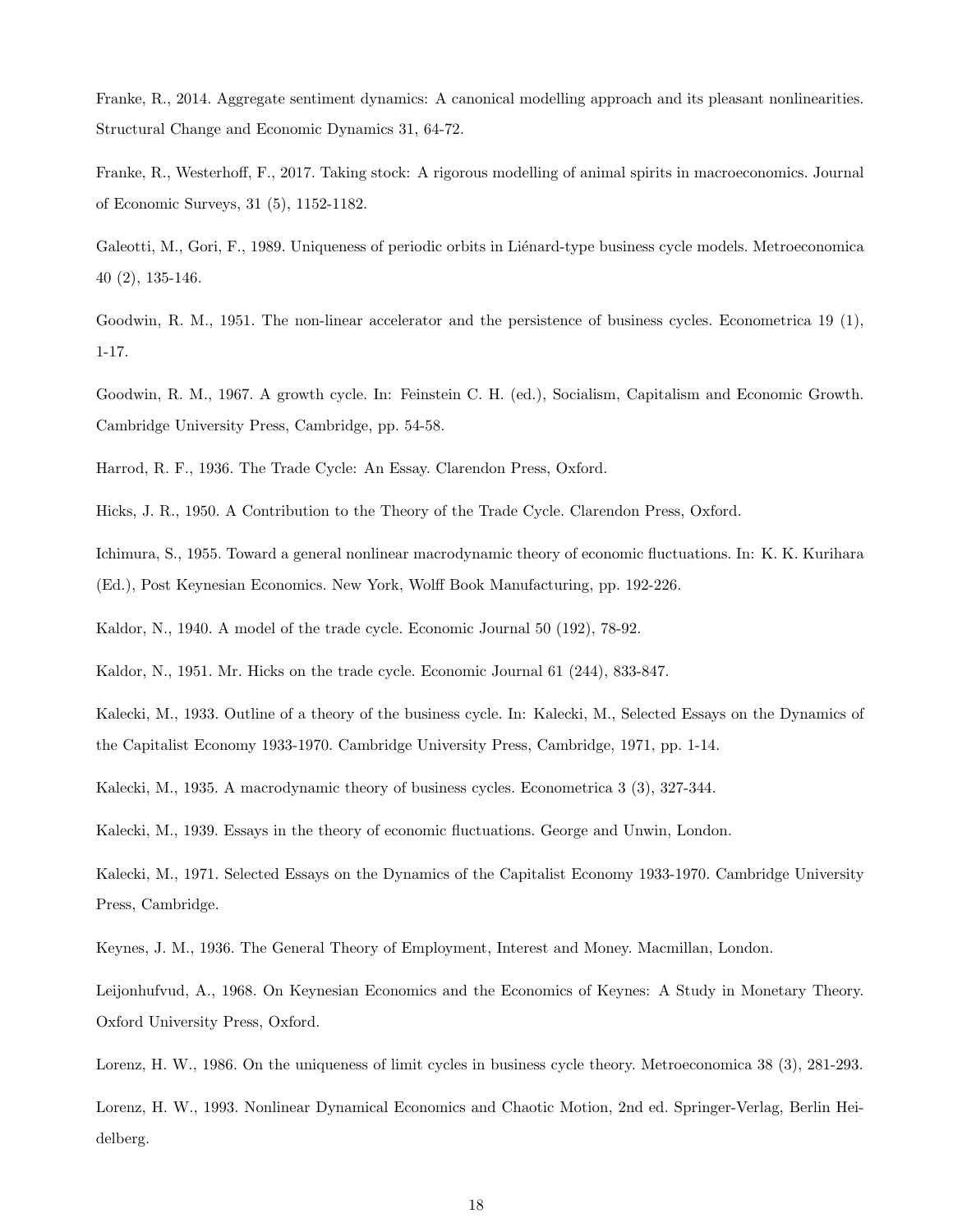Franke, R., 2014. Aggregate sentiment dynamics: A canonical modelling approach and its pleasant nonlinearities. Structural Change and Economic Dynamics 31, 64-72.

Franke, R., Westerhoff, F., 2017. Taking stock: A rigorous modelling of animal spirits in macroeconomics. Journal of Economic Surveys, 31 (5), 1152-1182.

Galeotti, M., Gori, F., 1989. Uniqueness of periodic orbits in Liénard-type business cycle models. Metroeconomica 40 (2), 135-146.

Goodwin, R. M., 1951. The non-linear accelerator and the persistence of business cycles. Econometrica 19 (1), 1-17.

Goodwin, R. M., 1967. A growth cycle. In: Feinstein C. H. (ed.), Socialism, Capitalism and Economic Growth. Cambridge University Press, Cambridge, pp. 54-58.

Harrod, R. F., 1936. The Trade Cycle: An Essay. Clarendon Press, Oxford.

Hicks, J. R., 1950. A Contribution to the Theory of the Trade Cycle. Clarendon Press, Oxford.

Ichimura, S., 1955. Toward a general nonlinear macrodynamic theory of economic fluctuations. In: K. K. Kurihara (Ed.), Post Keynesian Economics. New York, Wolff Book Manufacturing, pp. 192-226.

Kaldor, N., 1940. A model of the trade cycle. Economic Journal 50 (192), 78-92.

Kaldor, N., 1951. Mr. Hicks on the trade cycle. Economic Journal 61 (244), 833-847.

Kalecki, M., 1933. Outline of a theory of the business cycle. In: Kalecki, M., Selected Essays on the Dynamics of the Capitalist Economy 1933-1970. Cambridge University Press, Cambridge, 1971, pp. 1-14.

Kalecki, M., 1935. A macrodynamic theory of business cycles. Econometrica 3 (3), 327-344.

Kalecki, M., 1939. Essays in the theory of economic fluctuations. George and Unwin, London.

Kalecki, M., 1971. Selected Essays on the Dynamics of the Capitalist Economy 1933-1970. Cambridge University Press, Cambridge.

Keynes, J. M., 1936. The General Theory of Employment, Interest and Money. Macmillan, London.

Leijonhufvud, A., 1968. On Keynesian Economics and the Economics of Keynes: A Study in Monetary Theory. Oxford University Press, Oxford.

Lorenz, H. W., 1986. On the uniqueness of limit cycles in business cycle theory. Metroeconomica 38 (3), 281-293.

Lorenz, H. W., 1993. Nonlinear Dynamical Economics and Chaotic Motion, 2nd ed. Springer-Verlag, Berlin Heidelberg.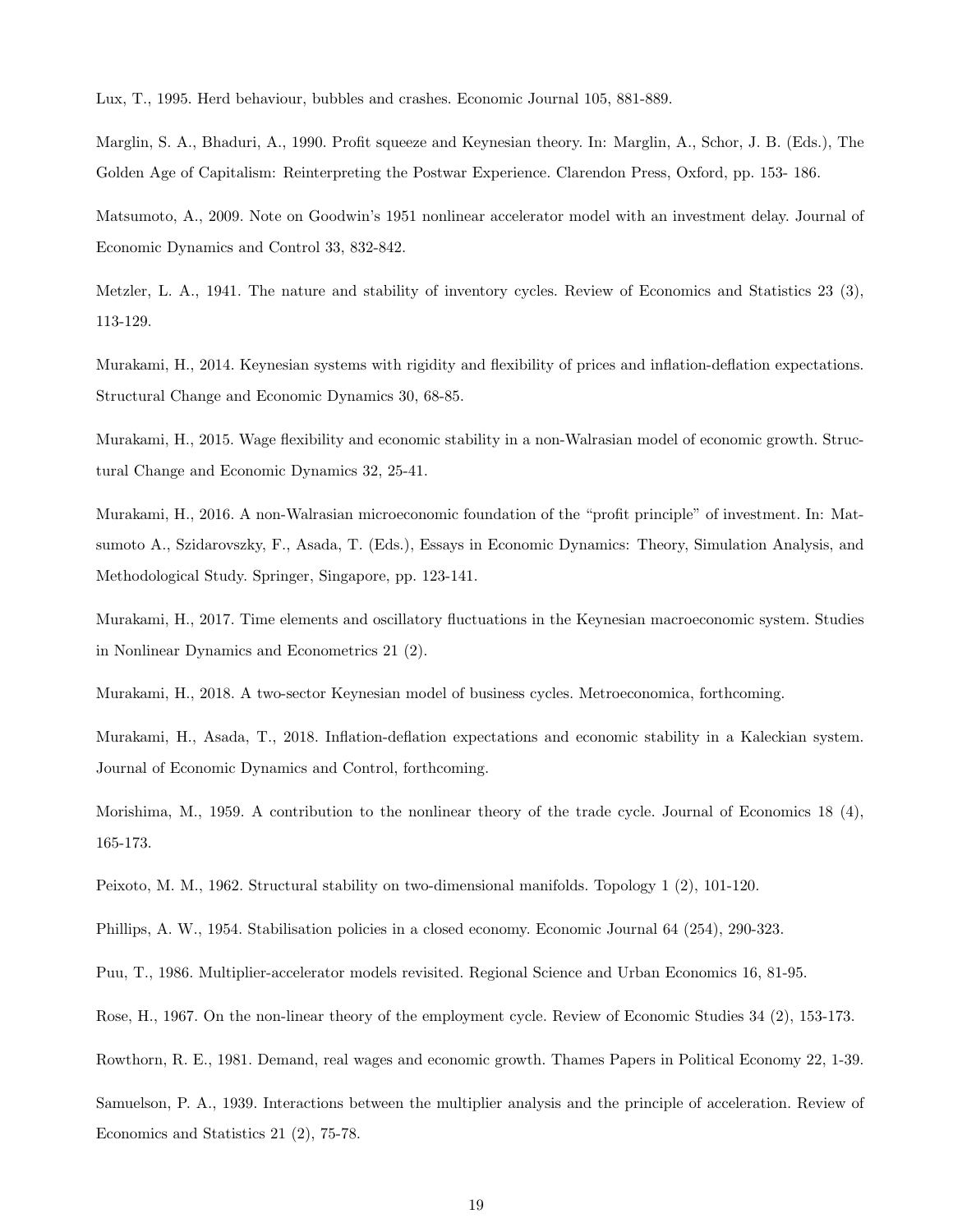Lux, T., 1995. Herd behaviour, bubbles and crashes. Economic Journal 105, 881-889.

Marglin, S. A., Bhaduri, A., 1990. Profit squeeze and Keynesian theory. In: Marglin, A., Schor, J. B. (Eds.), The Golden Age of Capitalism: Reinterpreting the Postwar Experience. Clarendon Press, Oxford, pp. 153- 186.

Matsumoto, A., 2009. Note on Goodwin's 1951 nonlinear accelerator model with an investment delay. Journal of Economic Dynamics and Control 33, 832-842.

Metzler, L. A., 1941. The nature and stability of inventory cycles. Review of Economics and Statistics 23 (3), 113-129.

Murakami, H., 2014. Keynesian systems with rigidity and flexibility of prices and inflation-deflation expectations. Structural Change and Economic Dynamics 30, 68-85.

Murakami, H., 2015. Wage flexibility and economic stability in a non-Walrasian model of economic growth. Structural Change and Economic Dynamics 32, 25-41.

Murakami, H., 2016. A non-Walrasian microeconomic foundation of the "profit principle" of investment. In: Matsumoto A., Szidarovszky, F., Asada, T. (Eds.), Essays in Economic Dynamics: Theory, Simulation Analysis, and Methodological Study. Springer, Singapore, pp. 123-141.

Murakami, H., 2017. Time elements and oscillatory fluctuations in the Keynesian macroeconomic system. Studies in Nonlinear Dynamics and Econometrics 21 (2).

Murakami, H., 2018. A two-sector Keynesian model of business cycles. Metroeconomica, forthcoming.

Murakami, H., Asada, T., 2018. Inflation-deflation expectations and economic stability in a Kaleckian system. Journal of Economic Dynamics and Control, forthcoming.

Morishima, M., 1959. A contribution to the nonlinear theory of the trade cycle. Journal of Economics 18 (4), 165-173.

Peixoto, M. M., 1962. Structural stability on two-dimensional manifolds. Topology 1 (2), 101-120.

Phillips, A. W., 1954. Stabilisation policies in a closed economy. Economic Journal 64 (254), 290-323.

Puu, T., 1986. Multiplier-accelerator models revisited. Regional Science and Urban Economics 16, 81-95.

Rose, H., 1967. On the non-linear theory of the employment cycle. Review of Economic Studies 34 (2), 153-173.

Rowthorn, R. E., 1981. Demand, real wages and economic growth. Thames Papers in Political Economy 22, 1-39.

Samuelson, P. A., 1939. Interactions between the multiplier analysis and the principle of acceleration. Review of Economics and Statistics 21 (2), 75-78.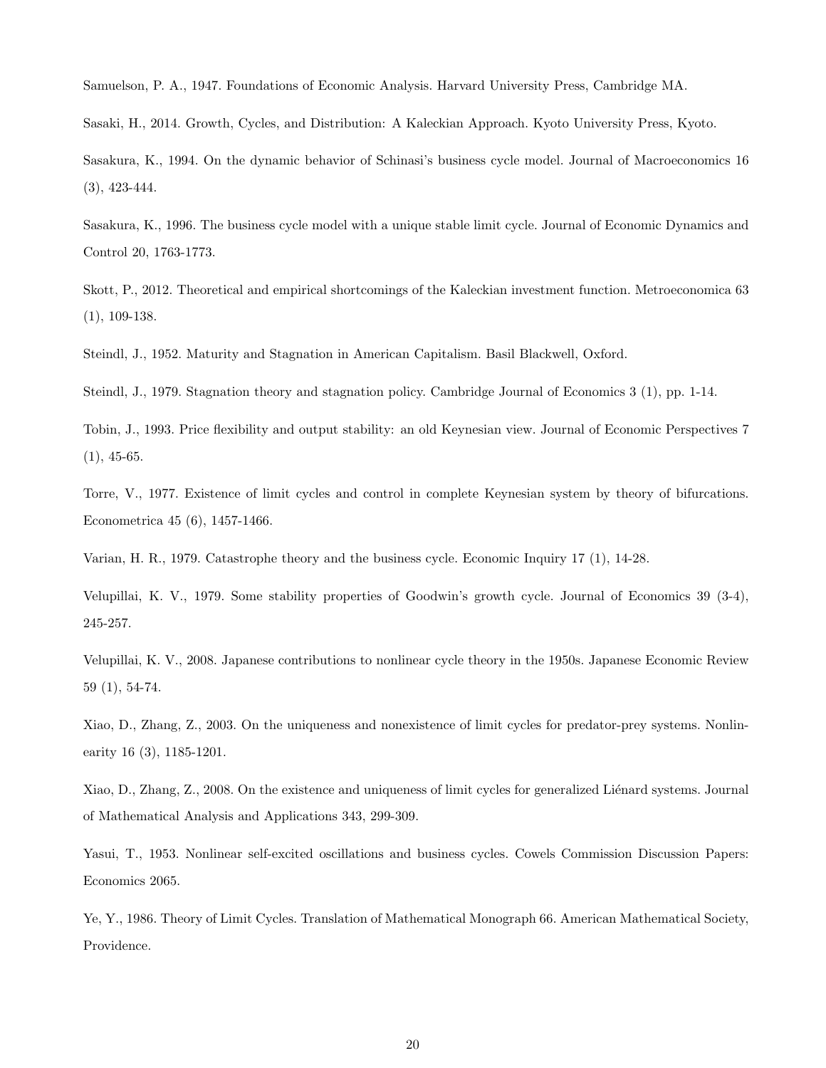Samuelson, P. A., 1947. Foundations of Economic Analysis. Harvard University Press, Cambridge MA.

Sasaki, H., 2014. Growth, Cycles, and Distribution: A Kaleckian Approach. Kyoto University Press, Kyoto.

Sasakura, K., 1994. On the dynamic behavior of Schinasi's business cycle model. Journal of Macroeconomics 16 (3), 423-444.

Sasakura, K., 1996. The business cycle model with a unique stable limit cycle. Journal of Economic Dynamics and Control 20, 1763-1773.

Skott, P., 2012. Theoretical and empirical shortcomings of the Kaleckian investment function. Metroeconomica 63 (1), 109-138.

Steindl, J., 1952. Maturity and Stagnation in American Capitalism. Basil Blackwell, Oxford.

Steindl, J., 1979. Stagnation theory and stagnation policy. Cambridge Journal of Economics 3 (1), pp. 1-14.

Tobin, J., 1993. Price flexibility and output stability: an old Keynesian view. Journal of Economic Perspectives 7 (1), 45-65.

Torre, V., 1977. Existence of limit cycles and control in complete Keynesian system by theory of bifurcations. Econometrica 45 (6), 1457-1466.

Varian, H. R., 1979. Catastrophe theory and the business cycle. Economic Inquiry 17 (1), 14-28.

Velupillai, K. V., 1979. Some stability properties of Goodwin's growth cycle. Journal of Economics 39 (3-4), 245-257.

Velupillai, K. V., 2008. Japanese contributions to nonlinear cycle theory in the 1950s. Japanese Economic Review 59 (1), 54-74.

Xiao, D., Zhang, Z., 2003. On the uniqueness and nonexistence of limit cycles for predator-prey systems. Nonlinearity 16 (3), 1185-1201.

Xiao, D., Zhang, Z., 2008. On the existence and uniqueness of limit cycles for generalized Liénard systems. Journal of Mathematical Analysis and Applications 343, 299-309.

Yasui, T., 1953. Nonlinear self-excited oscillations and business cycles. Cowels Commission Discussion Papers: Economics 2065.

Ye, Y., 1986. Theory of Limit Cycles. Translation of Mathematical Monograph 66. American Mathematical Society, Providence.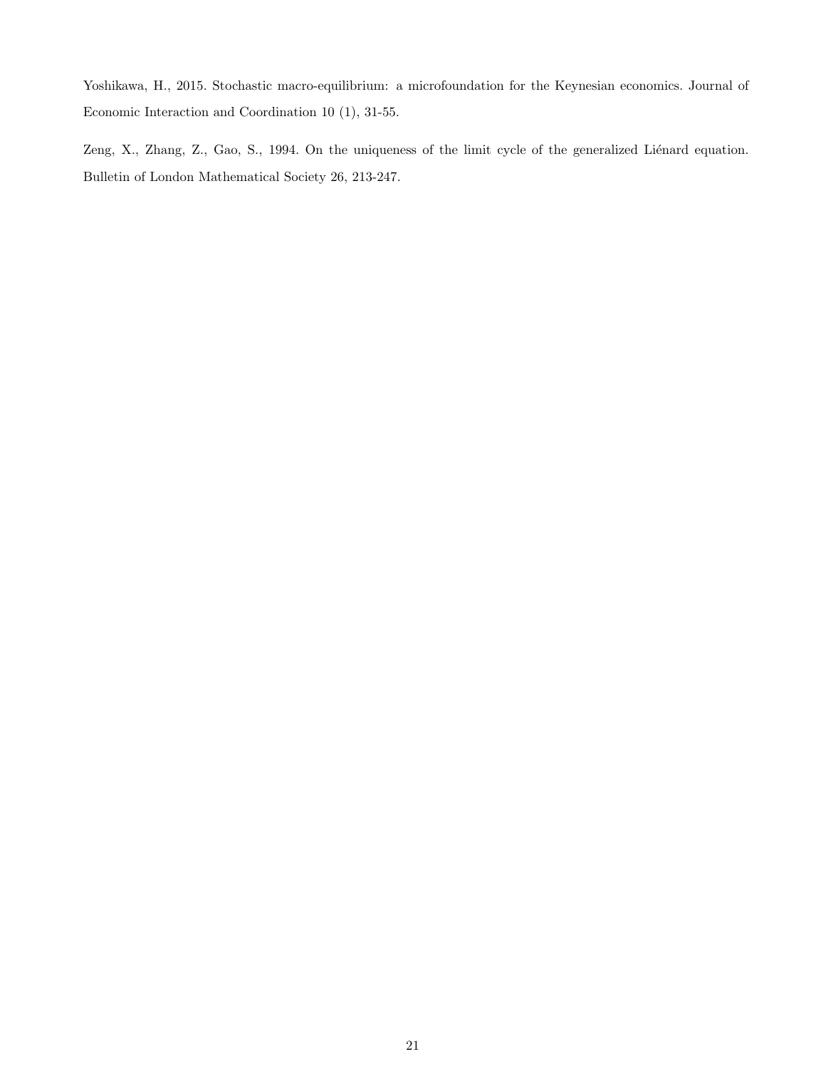Yoshikawa, H., 2015. Stochastic macro-equilibrium: a microfoundation for the Keynesian economics. Journal of Economic Interaction and Coordination 10 (1), 31-55.

Zeng, X., Zhang, Z., Gao, S., 1994. On the uniqueness of the limit cycle of the generalized Liénard equation. Bulletin of London Mathematical Society 26, 213-247.